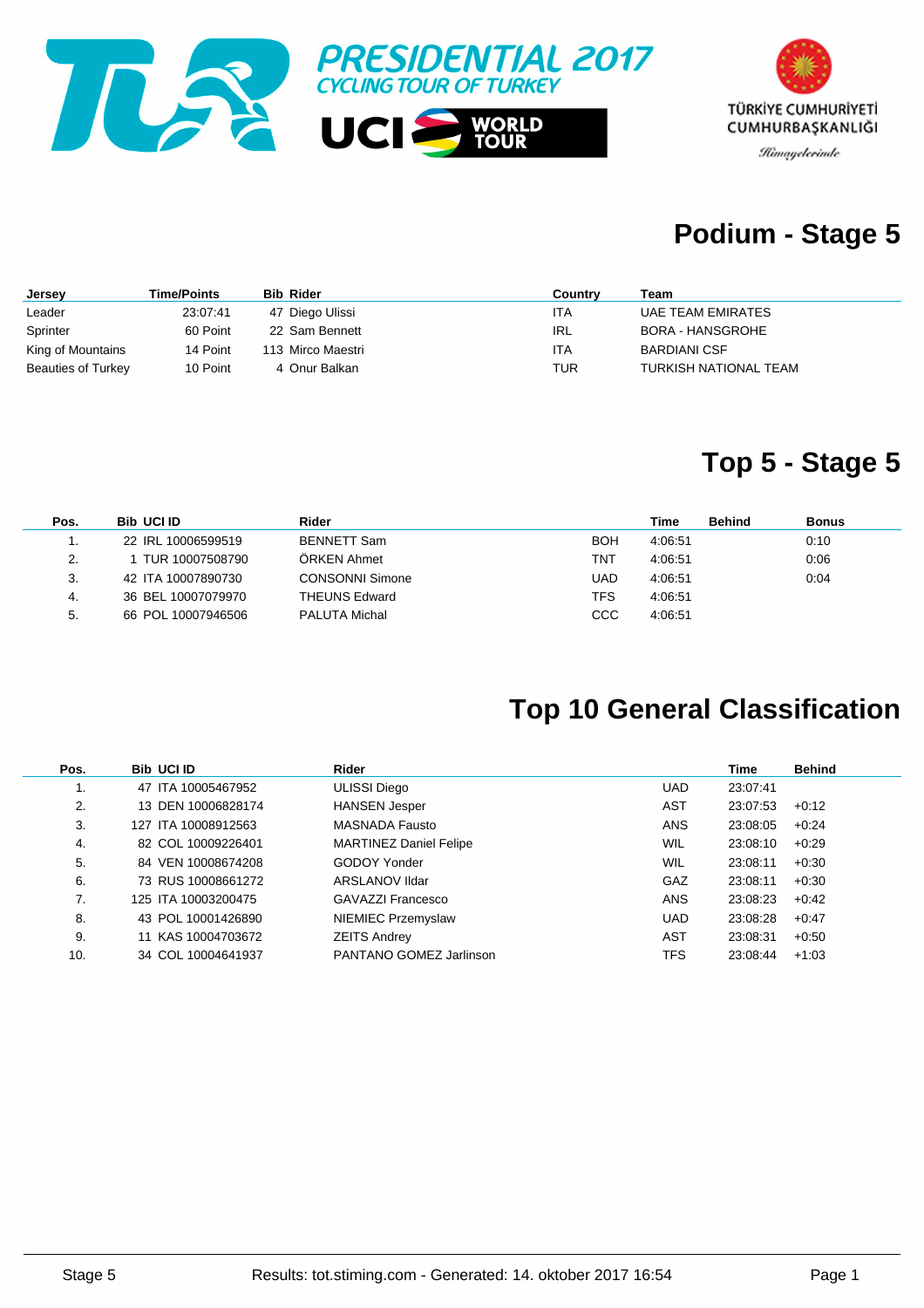PRESIDENTIAL 2017
CYCLING TOUR OF TURKEY

UCI WORLD TOUR

TÜRKİYE CUMHURİYETİ
CUMHURBAŞKANLIĞI
Himayelerinde

# Podium - Stage 5

| Jersey | Time/Points | Bib | Rider | Country | Team |
|---|---|---|---|---|---|
| Leader | 23:07:41 | 47 | Diego Ulissi | ITA | UAE TEAM EMIRATES |
| Sprinter | 60 Point | 22 | Sam Bennett | IRL | BORA - HANSGROHE |
| King of Mountains | 14 Point | 113 | Mirco Maestri | ITA | BARDIANI CSF |
| Beauties of Turkey | 10 Point | 4 | Onur Balkan | TUR | TURKISH NATIONAL TEAM |

# Top 5 - Stage 5

| Pos. | Bib | UCI ID | Rider | | Time | Behind | Bonus |
|---|---|---|---|---|---|---|---|
| 1. | 22 | IRL 10006599519 | BENNETT Sam | BOH | 4:06:51 | | 0:10 |
| 2. | 1 | TUR 10007508790 | ÖRKEN Ahmet | TNT | 4:06:51 | | 0:06 |
| 3. | 42 | ITA 10007890730 | CONSONNI Simone | UAD | 4:06:51 | | 0:04 |
| 4. | 36 | BEL 10007079970 | THEUNS Edward | TFS | 4:06:51 | | |
| 5. | 66 | POL 10007946506 | PALUTA Michal | CCC | 4:06:51 | | |

# Top 10 General Classification

| Pos. | Bib | UCI ID | Rider | | Time | Behind |
|---|---|---|---|---|---|---|
| 1. | 47 | ITA 10005467952 | ULISSI Diego | UAD | 23:07:41 | |
| 2. | 13 | DEN 10006828174 | HANSEN Jesper | AST | 23:07:53 | +0:12 |
| 3. | 127 | ITA 10008912563 | MASNADA Fausto | ANS | 23:08:05 | +0:24 |
| 4. | 82 | COL 10009226401 | MARTINEZ Daniel Felipe | WIL | 23:08:10 | +0:29 |
| 5. | 84 | VEN 10008674208 | GODOY Yonder | WIL | 23:08:11 | +0:30 |
| 6. | 73 | RUS 10008661272 | ARSLANOV Ildar | GAZ | 23:08:11 | +0:30 |
| 7. | 125 | ITA 10003200475 | GAVAZZI Francesco | ANS | 23:08:23 | +0:42 |
| 8. | 43 | POL 10001426890 | NIEMIEC Przemyslaw | UAD | 23:08:28 | +0:47 |
| 9. | 11 | KAS 10004703672 | ZEITS Andrey | AST | 23:08:31 | +0:50 |
| 10. | 34 | COL 10004641937 | PANTANO GOMEZ Jarlinson | TFS | 23:08:44 | +1:03 |

Stage 5 — Results: tot.stiming.com - Generated: 14. oktober 2017 16:54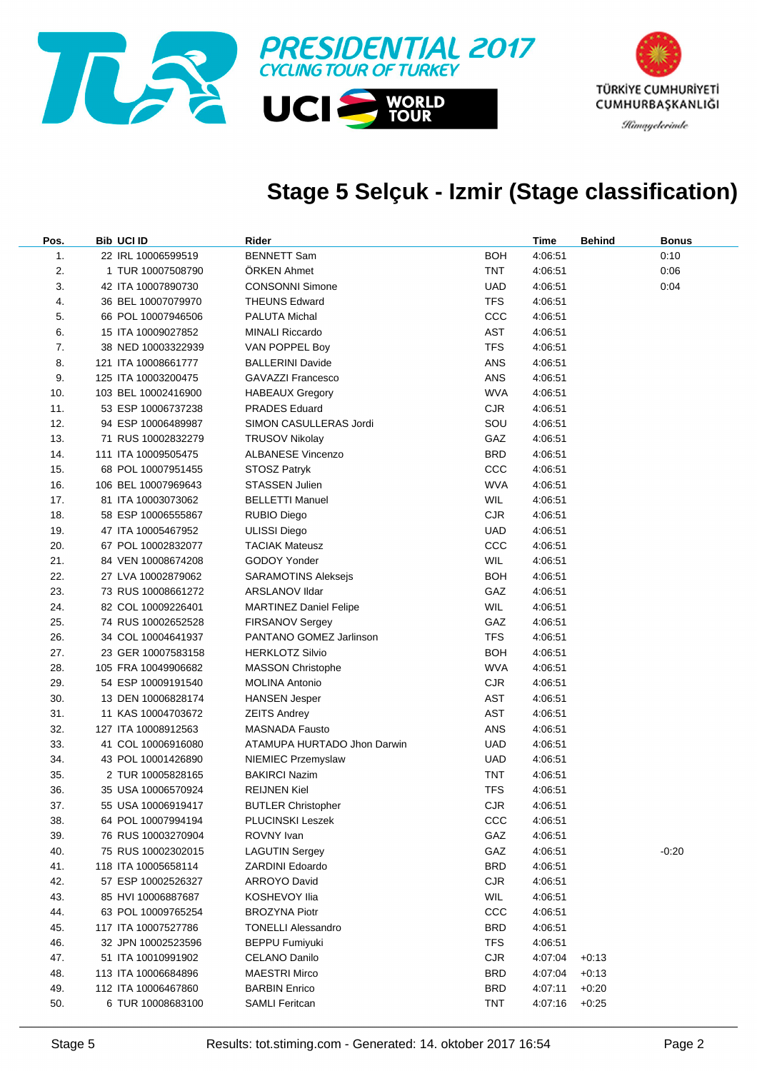# Stage 5 Selçuk - Izmir (Stage classification)

| Pos. | Bib | UCI ID | Rider | | Time | Behind | Bonus |
|---|---|---|---|---|---|---|---|
| 1. | 22 | IRL 10006599519 | BENNETT Sam | BOH | 4:06:51 | | 0:10 |
| 2. | 1 | TUR 10007508790 | ÖRKEN Ahmet | TNT | 4:06:51 | | 0:06 |
| 3. | 42 | ITA 10007890730 | CONSONNI Simone | UAD | 4:06:51 | | 0:04 |
| 4. | 36 | BEL 10007079970 | THEUNS Edward | TFS | 4:06:51 | | |
| 5. | 66 | POL 10007946506 | PALUTA Michal | CCC | 4:06:51 | | |
| 6. | 15 | ITA 10009027852 | MINALI Riccardo | AST | 4:06:51 | | |
| 7. | 38 | NED 10003322939 | VAN POPPEL Boy | TFS | 4:06:51 | | |
| 8. | 121 | ITA 10008661777 | BALLERINI Davide | ANS | 4:06:51 | | |
| 9. | 125 | ITA 10003200475 | GAVAZZI Francesco | ANS | 4:06:51 | | |
| 10. | 103 | BEL 10002416900 | HABEAUX Gregory | WVA | 4:06:51 | | |
| 11. | 53 | ESP 10006737238 | PRADES Eduard | CJR | 4:06:51 | | |
| 12. | 94 | ESP 10006489987 | SIMON CASULLERAS Jordi | SOU | 4:06:51 | | |
| 13. | 71 | RUS 10002832279 | TRUSOV Nikolay | GAZ | 4:06:51 | | |
| 14. | 111 | ITA 10009505475 | ALBANESE Vincenzo | BRD | 4:06:51 | | |
| 15. | 68 | POL 10007951455 | STOSZ Patryk | CCC | 4:06:51 | | |
| 16. | 106 | BEL 10007969643 | STASSEN Julien | WVA | 4:06:51 | | |
| 17. | 81 | ITA 10003073062 | BELLETTI Manuel | WIL | 4:06:51 | | |
| 18. | 58 | ESP 10006555867 | RUBIO Diego | CJR | 4:06:51 | | |
| 19. | 47 | ITA 10005467952 | ULISSI Diego | UAD | 4:06:51 | | |
| 20. | 67 | POL 10002832077 | TACIAK Mateusz | CCC | 4:06:51 | | |
| 21. | 84 | VEN 10008674208 | GODOY Yonder | WIL | 4:06:51 | | |
| 22. | 27 | LVA 10002879062 | SARAMOTINS Aleksejs | BOH | 4:06:51 | | |
| 23. | 73 | RUS 10008661272 | ARSLANOV Ildar | GAZ | 4:06:51 | | |
| 24. | 82 | COL 10009226401 | MARTINEZ Daniel Felipe | WIL | 4:06:51 | | |
| 25. | 74 | RUS 10002652528 | FIRSANOV Sergey | GAZ | 4:06:51 | | |
| 26. | 34 | COL 10004641937 | PANTANO GOMEZ Jarlinson | TFS | 4:06:51 | | |
| 27. | 23 | GER 10007583158 | HERKLOTZ Silvio | BOH | 4:06:51 | | |
| 28. | 105 | FRA 10049906682 | MASSON Christophe | WVA | 4:06:51 | | |
| 29. | 54 | ESP 10009191540 | MOLINA Antonio | CJR | 4:06:51 | | |
| 30. | 13 | DEN 10006828174 | HANSEN Jesper | AST | 4:06:51 | | |
| 31. | 11 | KAS 10004703672 | ZEITS Andrey | AST | 4:06:51 | | |
| 32. | 127 | ITA 10008912563 | MASNADA Fausto | ANS | 4:06:51 | | |
| 33. | 41 | COL 10006916080 | ATAMUPA HURTADO Jhon Darwin | UAD | 4:06:51 | | |
| 34. | 43 | POL 10001426890 | NIEMIEC Przemyslaw | UAD | 4:06:51 | | |
| 35. | 2 | TUR 10005828165 | BAKIRCI Nazim | TNT | 4:06:51 | | |
| 36. | 35 | USA 10006570924 | REIJNEN Kiel | TFS | 4:06:51 | | |
| 37. | 55 | USA 10006919417 | BUTLER Christopher | CJR | 4:06:51 | | |
| 38. | 64 | POL 10007994194 | PLUCINSKI Leszek | CCC | 4:06:51 | | |
| 39. | 76 | RUS 10003270904 | ROVNY Ivan | GAZ | 4:06:51 | | |
| 40. | 75 | RUS 10002302015 | LAGUTIN Sergey | GAZ | 4:06:51 | | -0:20 |
| 41. | 118 | ITA 10005658114 | ZARDINI Edoardo | BRD | 4:06:51 | | |
| 42. | 57 | ESP 10002526327 | ARROYO David | CJR | 4:06:51 | | |
| 43. | 85 | HVI 10006887687 | KOSHEVOY Ilia | WIL | 4:06:51 | | |
| 44. | 63 | POL 10009765254 | BROZYNA Piotr | CCC | 4:06:51 | | |
| 45. | 117 | ITA 10007527786 | TONELLI Alessandro | BRD | 4:06:51 | | |
| 46. | 32 | JPN 10002523596 | BEPPU Fumiyuki | TFS | 4:06:51 | | |
| 47. | 51 | ITA 10010991902 | CELANO Danilo | CJR | 4:07:04 | +0:13 | |
| 48. | 113 | ITA 10006684896 | MAESTRI Mirco | BRD | 4:07:04 | +0:13 | |
| 49. | 112 | ITA 10006467860 | BARBIN Enrico | BRD | 4:07:11 | +0:20 | |
| 50. | 6 | TUR 10008683100 | SAMLI Feritcan | TNT | 4:07:16 | +0:25 | |

Stage 5 — Results: tot.stiming.com - Generated: 14. oktober 2017 16:54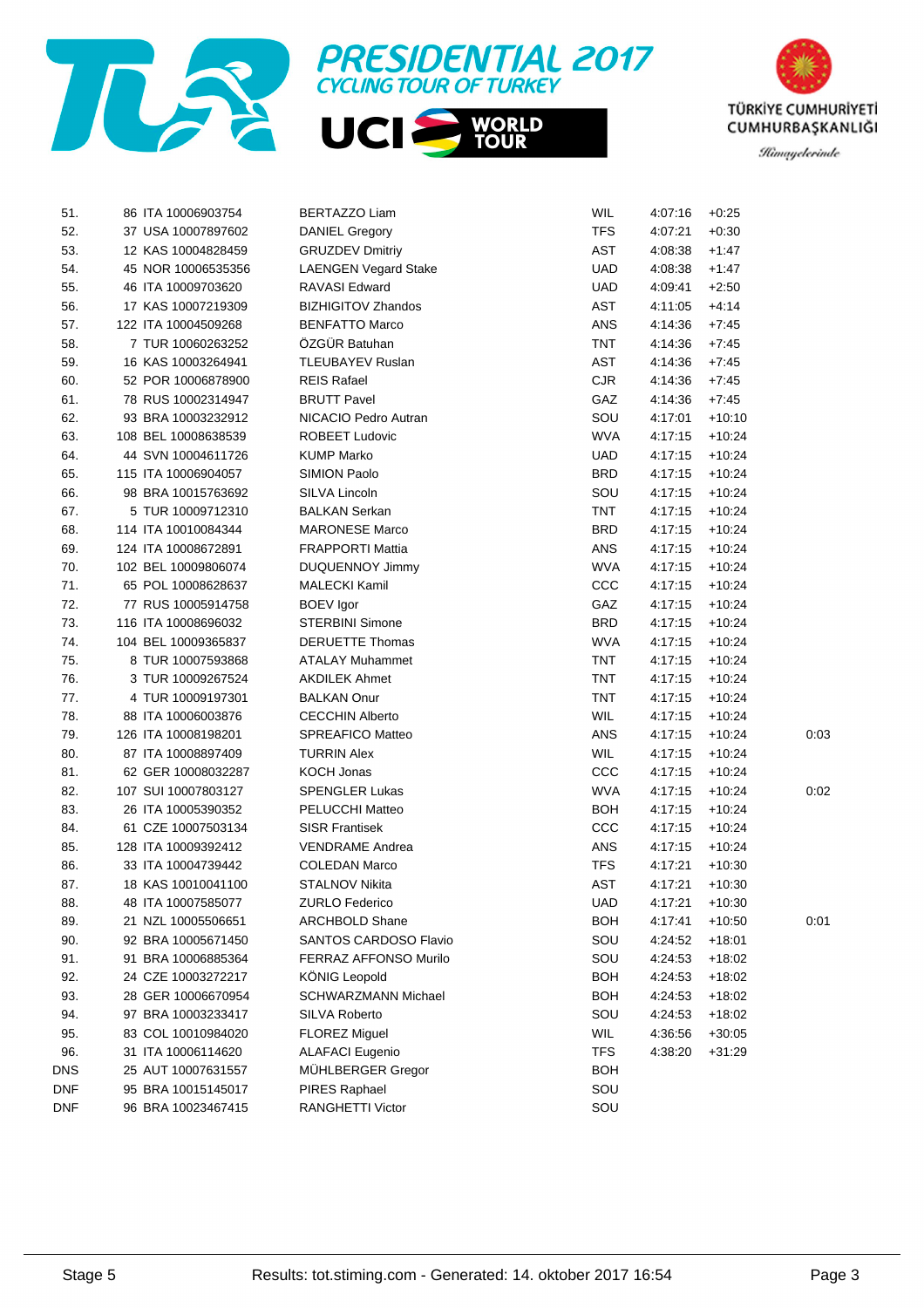# PRESIDENTIAL 2017 CYCLING TOUR OF TURKEY

UCI WORLD TOUR

TÜRKİYE CUMHURİYETİ CUMHURBAŞKANLIĞI Himayelerinde

| | | | | | | | |
|---|---|---|---|---|---|---|---|
| 51. | 86 ITA 10006903754 | BERTAZZO Liam | WIL | 4:07:16 | +0:25 | |
| 52. | 37 USA 10007897602 | DANIEL Gregory | TFS | 4:07:21 | +0:30 | |
| 53. | 12 KAS 10004828459 | GRUZDEV Dmitriy | AST | 4:08:38 | +1:47 | |
| 54. | 45 NOR 10006535356 | LAENGEN Vegard Stake | UAD | 4:08:38 | +1:47 | |
| 55. | 46 ITA 10009703620 | RAVASI Edward | UAD | 4:09:41 | +2:50 | |
| 56. | 17 KAS 10007219309 | BIZHIGITOV Zhandos | AST | 4:11:05 | +4:14 | |
| 57. | 122 ITA 10004509268 | BENFATTO Marco | ANS | 4:14:36 | +7:45 | |
| 58. | 7 TUR 10060263252 | ÖZGÜR Batuhan | TNT | 4:14:36 | +7:45 | |
| 59. | 16 KAS 10003264941 | TLEUBAYEV Ruslan | AST | 4:14:36 | +7:45 | |
| 60. | 52 POR 10006878900 | REIS Rafael | CJR | 4:14:36 | +7:45 | |
| 61. | 78 RUS 10002314947 | BRUTT Pavel | GAZ | 4:14:36 | +7:45 | |
| 62. | 93 BRA 10003232912 | NICACIO Pedro Autran | SOU | 4:17:01 | +10:10 | |
| 63. | 108 BEL 10008638539 | ROBEET Ludovic | WVA | 4:17:15 | +10:24 | |
| 64. | 44 SVN 10004611726 | KUMP Marko | UAD | 4:17:15 | +10:24 | |
| 65. | 115 ITA 10006904057 | SIMION Paolo | BRD | 4:17:15 | +10:24 | |
| 66. | 98 BRA 10015763692 | SILVA Lincoln | SOU | 4:17:15 | +10:24 | |
| 67. | 5 TUR 10009712310 | BALKAN Serkan | TNT | 4:17:15 | +10:24 | |
| 68. | 114 ITA 10010084344 | MARONESE Marco | BRD | 4:17:15 | +10:24 | |
| 69. | 124 ITA 10008672891 | FRAPPORTI Mattia | ANS | 4:17:15 | +10:24 | |
| 70. | 102 BEL 10009806074 | DUQUENNOY Jimmy | WVA | 4:17:15 | +10:24 | |
| 71. | 65 POL 10008628637 | MALECKI Kamil | CCC | 4:17:15 | +10:24 | |
| 72. | 77 RUS 10005914758 | BOEV Igor | GAZ | 4:17:15 | +10:24 | |
| 73. | 116 ITA 10008696032 | STERBINI Simone | BRD | 4:17:15 | +10:24 | |
| 74. | 104 BEL 10009365837 | DERUETTE Thomas | WVA | 4:17:15 | +10:24 | |
| 75. | 8 TUR 10007593868 | ATALAY Muhammet | TNT | 4:17:15 | +10:24 | |
| 76. | 3 TUR 10009267524 | AKDILEK Ahmet | TNT | 4:17:15 | +10:24 | |
| 77. | 4 TUR 10009197301 | BALKAN Onur | TNT | 4:17:15 | +10:24 | |
| 78. | 88 ITA 10006003876 | CECCHIN Alberto | WIL | 4:17:15 | +10:24 | |
| 79. | 126 ITA 10008198201 | SPREAFICO Matteo | ANS | 4:17:15 | +10:24 | 0:03 |
| 80. | 87 ITA 10008897409 | TURRIN Alex | WIL | 4:17:15 | +10:24 | |
| 81. | 62 GER 10008032287 | KOCH Jonas | CCC | 4:17:15 | +10:24 | |
| 82. | 107 SUI 10007803127 | SPENGLER Lukas | WVA | 4:17:15 | +10:24 | 0:02 |
| 83. | 26 ITA 10005390352 | PELUCCHI Matteo | BOH | 4:17:15 | +10:24 | |
| 84. | 61 CZE 10007503134 | SISR Frantisek | CCC | 4:17:15 | +10:24 | |
| 85. | 128 ITA 10009392412 | VENDRAME Andrea | ANS | 4:17:15 | +10:24 | |
| 86. | 33 ITA 10004739442 | COLEDAN Marco | TFS | 4:17:21 | +10:30 | |
| 87. | 18 KAS 10010041100 | STALNOV Nikita | AST | 4:17:21 | +10:30 | |
| 88. | 48 ITA 10007585077 | ZURLO Federico | UAD | 4:17:21 | +10:30 | |
| 89. | 21 NZL 10005506651 | ARCHBOLD Shane | BOH | 4:17:41 | +10:50 | 0:01 |
| 90. | 92 BRA 10005671450 | SANTOS CARDOSO Flavio | SOU | 4:24:52 | +18:01 | |
| 91. | 91 BRA 10006885364 | FERRAZ AFFONSO Murilo | SOU | 4:24:53 | +18:02 | |
| 92. | 24 CZE 10003272217 | KÖNIG Leopold | BOH | 4:24:53 | +18:02 | |
| 93. | 28 GER 10006670954 | SCHWARZMANN Michael | BOH | 4:24:53 | +18:02 | |
| 94. | 97 BRA 10003233417 | SILVA Roberto | SOU | 4:24:53 | +18:02 | |
| 95. | 83 COL 10010984020 | FLOREZ Miguel | WIL | 4:36:56 | +30:05 | |
| 96. | 31 ITA 10006114620 | ALAFACI Eugenio | TFS | 4:38:20 | +31:29 | |
| DNS | 25 AUT 10007631557 | MÜHLBERGER Gregor | BOH | | | |
| DNF | 95 BRA 10015145017 | PIRES Raphael | SOU | | | |
| DNF | 96 BRA 10023467415 | RANGHETTI Victor | SOU | | | |

Stage 5 — Results: tot.stiming.com - Generated: 14. oktober 2017 16:54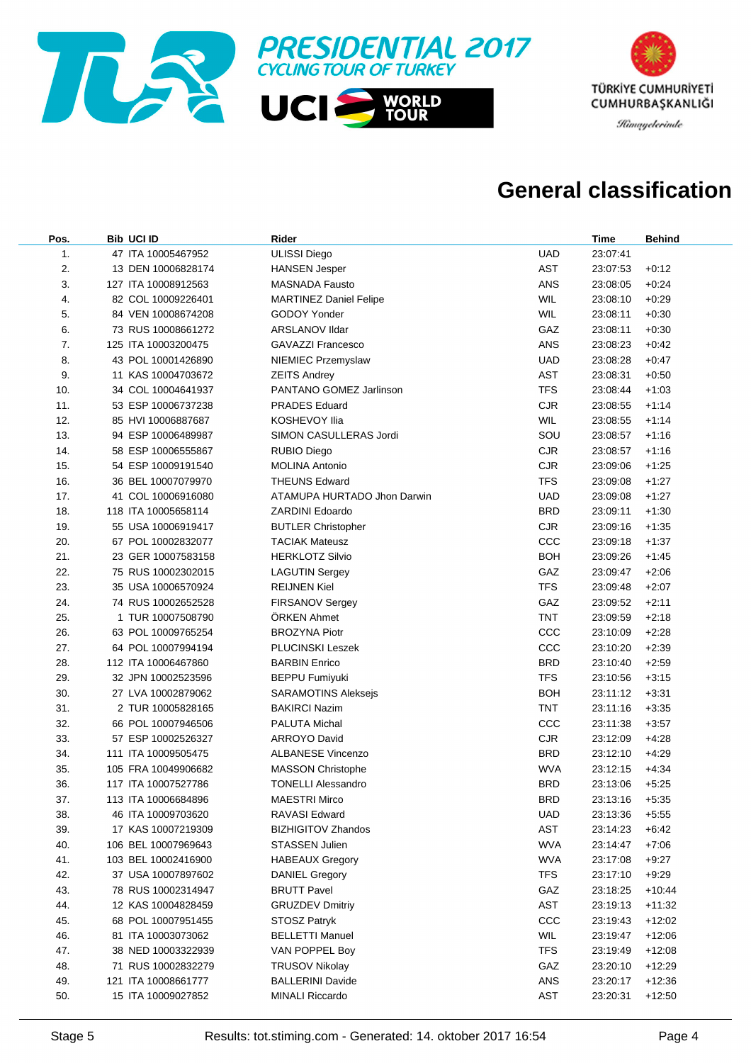PRESIDENTIAL 2017
CYCLING TOUR OF TURKEY

UCI WORLD TOUR

TÜRKİYE CUMHURİYETİ CUMHURBAŞKANLIĞI
Himayelerinde

# General classification

| Pos. | Bib | UCI ID | Rider | | Time | Behind |
|---|---|---|---|---|---|---|
| 1. | 47 | ITA 10005467952 | ULISSI Diego | UAD | 23:07:41 | |
| 2. | 13 | DEN 10006828174 | HANSEN Jesper | AST | 23:07:53 | +0:12 |
| 3. | 127 | ITA 10008912563 | MASNADA Fausto | ANS | 23:08:05 | +0:24 |
| 4. | 82 | COL 10009226401 | MARTINEZ Daniel Felipe | WIL | 23:08:10 | +0:29 |
| 5. | 84 | VEN 10008674208 | GODOY Yonder | WIL | 23:08:11 | +0:30 |
| 6. | 73 | RUS 10008661272 | ARSLANOV Ildar | GAZ | 23:08:11 | +0:30 |
| 7. | 125 | ITA 10003200475 | GAVAZZI Francesco | ANS | 23:08:23 | +0:42 |
| 8. | 43 | POL 10001426890 | NIEMIEC Przemyslaw | UAD | 23:08:28 | +0:47 |
| 9. | 11 | KAS 10004703672 | ZEITS Andrey | AST | 23:08:31 | +0:50 |
| 10. | 34 | COL 10004641937 | PANTANO GOMEZ Jarlinson | TFS | 23:08:44 | +1:03 |
| 11. | 53 | ESP 10006737238 | PRADES Eduard | CJR | 23:08:55 | +1:14 |
| 12. | 85 | HVI 10006887687 | KOSHEVOY Ilia | WIL | 23:08:55 | +1:14 |
| 13. | 94 | ESP 10006489987 | SIMON CASULLERAS Jordi | SOU | 23:08:57 | +1:16 |
| 14. | 58 | ESP 10006555867 | RUBIO Diego | CJR | 23:08:57 | +1:16 |
| 15. | 54 | ESP 10009191540 | MOLINA Antonio | CJR | 23:09:06 | +1:25 |
| 16. | 36 | BEL 10007079970 | THEUNS Edward | TFS | 23:09:08 | +1:27 |
| 17. | 41 | COL 10006916080 | ATAMUPA HURTADO Jhon Darwin | UAD | 23:09:08 | +1:27 |
| 18. | 118 | ITA 10005658114 | ZARDINI Edoardo | BRD | 23:09:11 | +1:30 |
| 19. | 55 | USA 10006919417 | BUTLER Christopher | CJR | 23:09:16 | +1:35 |
| 20. | 67 | POL 10002832077 | TACIAK Mateusz | CCC | 23:09:18 | +1:37 |
| 21. | 23 | GER 10007583158 | HERKLOTZ Silvio | BOH | 23:09:26 | +1:45 |
| 22. | 75 | RUS 10002302015 | LAGUTIN Sergey | GAZ | 23:09:47 | +2:06 |
| 23. | 35 | USA 10006570924 | REIJNEN Kiel | TFS | 23:09:48 | +2:07 |
| 24. | 74 | RUS 10002652528 | FIRSANOV Sergey | GAZ | 23:09:52 | +2:11 |
| 25. | 1 | TUR 10007508790 | ÖRKEN Ahmet | TNT | 23:09:59 | +2:18 |
| 26. | 63 | POL 10009765254 | BROZYNA Piotr | CCC | 23:10:09 | +2:28 |
| 27. | 64 | POL 10007994194 | PLUCINSKI Leszek | CCC | 23:10:20 | +2:39 |
| 28. | 112 | ITA 10006467860 | BARBIN Enrico | BRD | 23:10:40 | +2:59 |
| 29. | 32 | JPN 10002523596 | BEPPU Fumiyuki | TFS | 23:10:56 | +3:15 |
| 30. | 27 | LVA 10002879062 | SARAMOTINS Aleksejs | BOH | 23:11:12 | +3:31 |
| 31. | 2 | TUR 10005828165 | BAKIRCI Nazim | TNT | 23:11:16 | +3:35 |
| 32. | 66 | POL 10007946506 | PALUTA Michal | CCC | 23:11:38 | +3:57 |
| 33. | 57 | ESP 10002526327 | ARROYO David | CJR | 23:12:09 | +4:28 |
| 34. | 111 | ITA 10009505475 | ALBANESE Vincenzo | BRD | 23:12:10 | +4:29 |
| 35. | 105 | FRA 10049906682 | MASSON Christophe | WVA | 23:12:15 | +4:34 |
| 36. | 117 | ITA 10007527786 | TONELLI Alessandro | BRD | 23:13:06 | +5:25 |
| 37. | 113 | ITA 10006684896 | MAESTRI Mirco | BRD | 23:13:16 | +5:35 |
| 38. | 46 | ITA 10009703620 | RAVASI Edward | UAD | 23:13:36 | +5:55 |
| 39. | 17 | KAS 10007219309 | BIZHIGITOV Zhandos | AST | 23:14:23 | +6:42 |
| 40. | 106 | BEL 10007969643 | STASSEN Julien | WVA | 23:14:47 | +7:06 |
| 41. | 103 | BEL 10002416900 | HABEAUX Gregory | WVA | 23:17:08 | +9:27 |
| 42. | 37 | USA 10007897602 | DANIEL Gregory | TFS | 23:17:10 | +9:29 |
| 43. | 78 | RUS 10002314947 | BRUTT Pavel | GAZ | 23:18:25 | +10:44 |
| 44. | 12 | KAS 10004828459 | GRUZDEV Dmitriy | AST | 23:19:13 | +11:32 |
| 45. | 68 | POL 10007951455 | STOSZ Patryk | CCC | 23:19:43 | +12:02 |
| 46. | 81 | ITA 10003073062 | BELLETTI Manuel | WIL | 23:19:47 | +12:06 |
| 47. | 38 | NED 10003322939 | VAN POPPEL Boy | TFS | 23:19:49 | +12:08 |
| 48. | 71 | RUS 10002832279 | TRUSOV Nikolay | GAZ | 23:20:10 | +12:29 |
| 49. | 121 | ITA 10008661777 | BALLERINI Davide | ANS | 23:20:17 | +12:36 |
| 50. | 15 | ITA 10009027852 | MINALI Riccardo | AST | 23:20:31 | +12:50 |

Stage 5 | Results: tot.stiming.com - Generated: 14. oktober 2017 16:54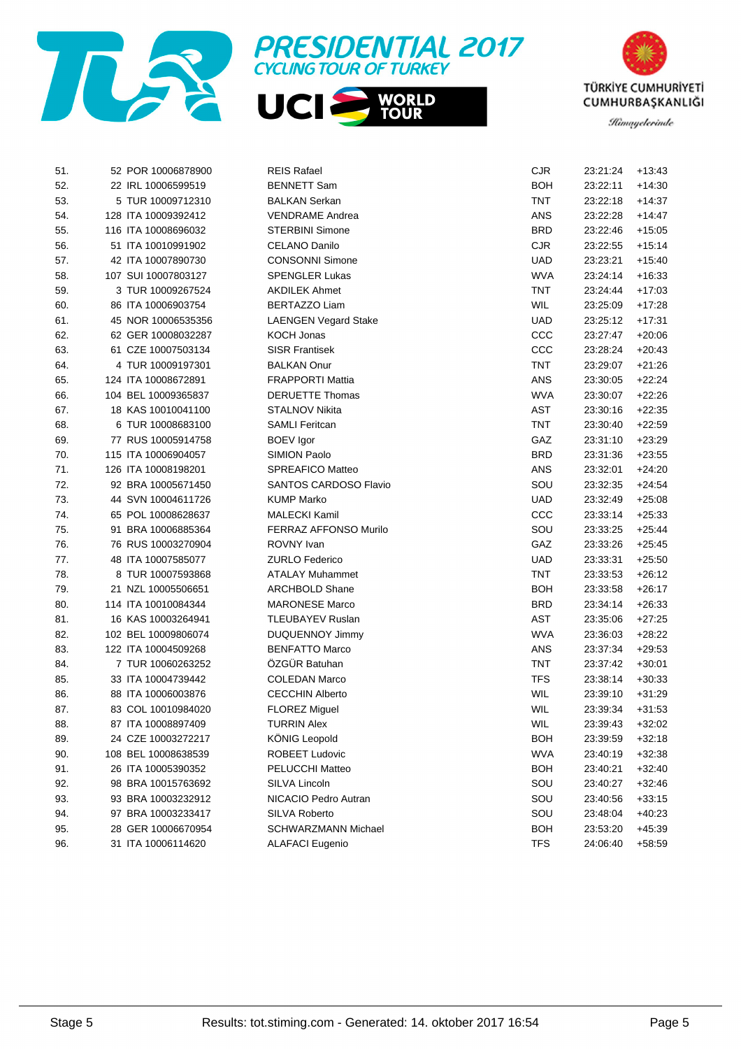| | | | | | |
|---|---|---|---|---|---|
| 51. | 52 POR 10006878900 | REIS Rafael | CJR | 23:21:24 | +13:43 |
| 52. | 22 IRL 10006599519 | BENNETT Sam | BOH | 23:22:11 | +14:30 |
| 53. | 5 TUR 10009712310 | BALKAN Serkan | TNT | 23:22:18 | +14:37 |
| 54. | 128 ITA 10009392412 | VENDRAME Andrea | ANS | 23:22:28 | +14:47 |
| 55. | 116 ITA 10008696032 | STERBINI Simone | BRD | 23:22:46 | +15:05 |
| 56. | 51 ITA 10010991902 | CELANO Danilo | CJR | 23:22:55 | +15:14 |
| 57. | 42 ITA 10007890730 | CONSONNI Simone | UAD | 23:23:21 | +15:40 |
| 58. | 107 SUI 10007803127 | SPENGLER Lukas | WVA | 23:24:14 | +16:33 |
| 59. | 3 TUR 10009267524 | AKDILEK Ahmet | TNT | 23:24:44 | +17:03 |
| 60. | 86 ITA 10006903754 | BERTAZZO Liam | WIL | 23:25:09 | +17:28 |
| 61. | 45 NOR 10006535356 | LAENGEN Vegard Stake | UAD | 23:25:12 | +17:31 |
| 62. | 62 GER 10008032287 | KOCH Jonas | CCC | 23:27:47 | +20:06 |
| 63. | 61 CZE 10007503134 | SISR Frantisek | CCC | 23:28:24 | +20:43 |
| 64. | 4 TUR 10009197301 | BALKAN Onur | TNT | 23:29:07 | +21:26 |
| 65. | 124 ITA 10008672891 | FRAPPORTI Mattia | ANS | 23:30:05 | +22:24 |
| 66. | 104 BEL 10009365837 | DERUETTE Thomas | WVA | 23:30:07 | +22:26 |
| 67. | 18 KAS 10010041100 | STALNOV Nikita | AST | 23:30:16 | +22:35 |
| 68. | 6 TUR 10008683100 | SAMLI Feritcan | TNT | 23:30:40 | +22:59 |
| 69. | 77 RUS 10005914758 | BOEV Igor | GAZ | 23:31:10 | +23:29 |
| 70. | 115 ITA 10006904057 | SIMION Paolo | BRD | 23:31:36 | +23:55 |
| 71. | 126 ITA 10008198201 | SPREAFICO Matteo | ANS | 23:32:01 | +24:20 |
| 72. | 92 BRA 10005671450 | SANTOS CARDOSO Flavio | SOU | 23:32:35 | +24:54 |
| 73. | 44 SVN 10004611726 | KUMP Marko | UAD | 23:32:49 | +25:08 |
| 74. | 65 POL 10008628637 | MALECKI Kamil | CCC | 23:33:14 | +25:33 |
| 75. | 91 BRA 10006885364 | FERRAZ AFFONSO Murilo | SOU | 23:33:25 | +25:44 |
| 76. | 76 RUS 10003270904 | ROVNY Ivan | GAZ | 23:33:26 | +25:45 |
| 77. | 48 ITA 10007585077 | ZURLO Federico | UAD | 23:33:31 | +25:50 |
| 78. | 8 TUR 10007593868 | ATALAY Muhammet | TNT | 23:33:53 | +26:12 |
| 79. | 21 NZL 10005506651 | ARCHBOLD Shane | BOH | 23:33:58 | +26:17 |
| 80. | 114 ITA 10010084344 | MARONESE Marco | BRD | 23:34:14 | +26:33 |
| 81. | 16 KAS 10003264941 | TLEUBAYEV Ruslan | AST | 23:35:06 | +27:25 |
| 82. | 102 BEL 10009806074 | DUQUENNOY Jimmy | WVA | 23:36:03 | +28:22 |
| 83. | 122 ITA 10004509268 | BENFATTO Marco | ANS | 23:37:34 | +29:53 |
| 84. | 7 TUR 10060263252 | ÖZGÜR Batuhan | TNT | 23:37:42 | +30:01 |
| 85. | 33 ITA 10004739442 | COLEDAN Marco | TFS | 23:38:14 | +30:33 |
| 86. | 88 ITA 10006003876 | CECCHIN Alberto | WIL | 23:39:10 | +31:29 |
| 87. | 83 COL 10010984020 | FLOREZ Miguel | WIL | 23:39:34 | +31:53 |
| 88. | 87 ITA 10008897409 | TURRIN Alex | WIL | 23:39:43 | +32:02 |
| 89. | 24 CZE 10003272217 | KÖNIG Leopold | BOH | 23:39:59 | +32:18 |
| 90. | 108 BEL 10008638539 | ROBEET Ludovic | WVA | 23:40:19 | +32:38 |
| 91. | 26 ITA 10005390352 | PELUCCHI Matteo | BOH | 23:40:21 | +32:40 |
| 92. | 98 BRA 10015763692 | SILVA Lincoln | SOU | 23:40:27 | +32:46 |
| 93. | 93 BRA 10003232912 | NICACIO Pedro Autran | SOU | 23:40:56 | +33:15 |
| 94. | 97 BRA 10003233417 | SILVA Roberto | SOU | 23:48:04 | +40:23 |
| 95. | 28 GER 10006670954 | SCHWARZMANN Michael | BOH | 23:53:20 | +45:39 |
| 96. | 31 ITA 10006114620 | ALAFACI Eugenio | TFS | 24:06:40 | +58:59 |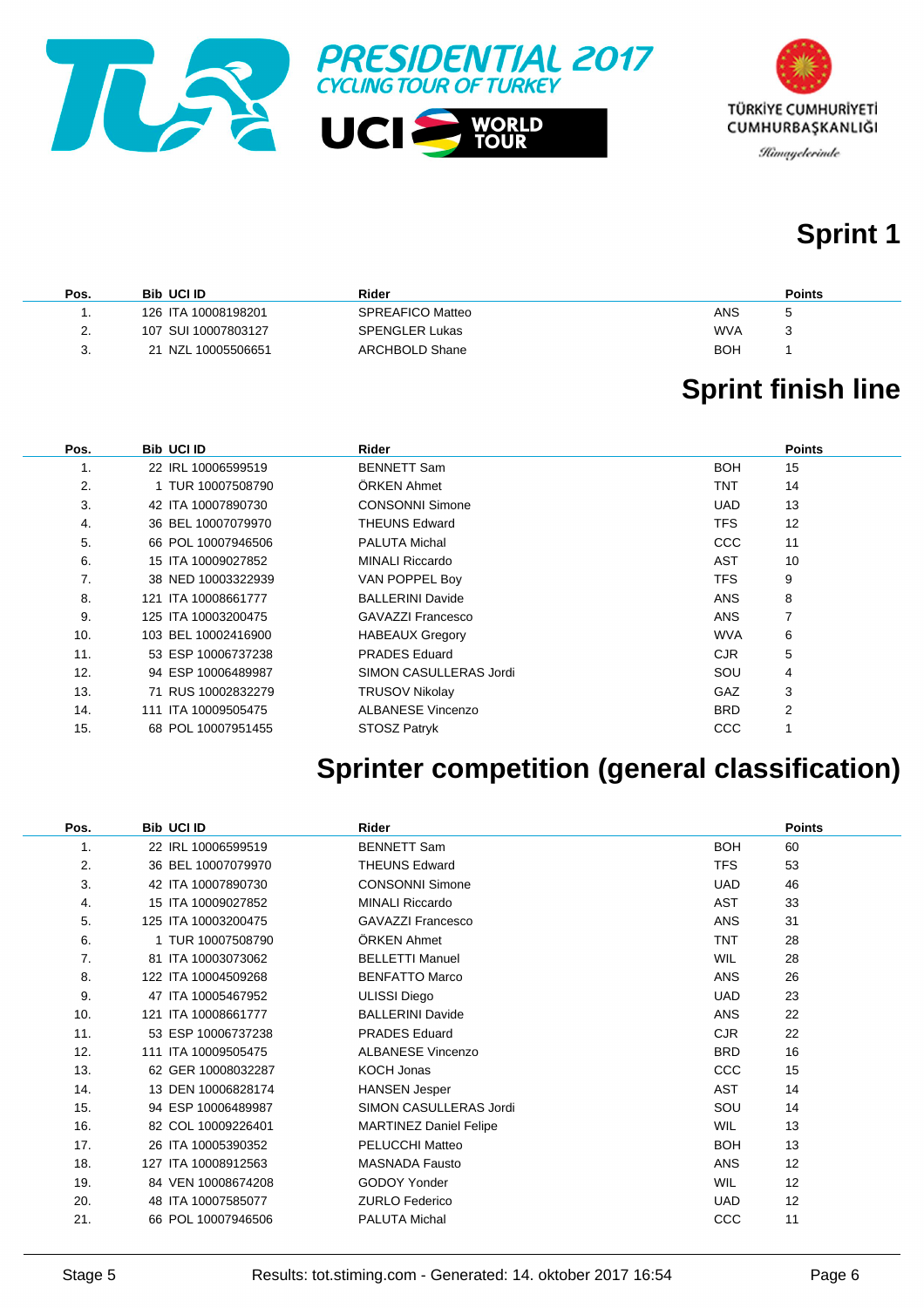PRESIDENTIAL 2017
CYCLING TOUR OF TURKEY

UCI WORLD TOUR

TÜRKİYE CUMHURİYETİ
CUMHURBAŞKANLIĞI
Himayelerinde

## Sprint 1

| Pos. | Bib | UCI ID | Rider | | Points |
|---|---|---|---|---|---|
| 1. | 126 | ITA 10008198201 | SPREAFICO Matteo | ANS | 5 |
| 2. | 107 | SUI 10007803127 | SPENGLER Lukas | WVA | 3 |
| 3. | 21 | NZL 10005506651 | ARCHBOLD Shane | BOH | 1 |

## Sprint finish line

| Pos. | Bib | UCI ID | Rider | | Points |
|---|---|---|---|---|---|
| 1. | 22 | IRL 10006599519 | BENNETT Sam | BOH | 15 |
| 2. | 1 | TUR 10007508790 | ÖRKEN Ahmet | TNT | 14 |
| 3. | 42 | ITA 10007890730 | CONSONNI Simone | UAD | 13 |
| 4. | 36 | BEL 10007079970 | THEUNS Edward | TFS | 12 |
| 5. | 66 | POL 10007946506 | PALUTA Michal | CCC | 11 |
| 6. | 15 | ITA 10009027852 | MINALI Riccardo | AST | 10 |
| 7. | 38 | NED 10003322939 | VAN POPPEL Boy | TFS | 9 |
| 8. | 121 | ITA 10008661777 | BALLERINI Davide | ANS | 8 |
| 9. | 125 | ITA 10003200475 | GAVAZZI Francesco | ANS | 7 |
| 10. | 103 | BEL 10002416900 | HABEAUX Gregory | WVA | 6 |
| 11. | 53 | ESP 10006737238 | PRADES Eduard | CJR | 5 |
| 12. | 94 | ESP 10006489987 | SIMON CASULLERAS Jordi | SOU | 4 |
| 13. | 71 | RUS 10002832279 | TRUSOV Nikolay | GAZ | 3 |
| 14. | 111 | ITA 10009505475 | ALBANESE Vincenzo | BRD | 2 |
| 15. | 68 | POL 10007951455 | STOSZ Patryk | CCC | 1 |

## Sprinter competition (general classification)

| Pos. | Bib | UCI ID | Rider | | Points |
|---|---|---|---|---|---|
| 1. | 22 | IRL 10006599519 | BENNETT Sam | BOH | 60 |
| 2. | 36 | BEL 10007079970 | THEUNS Edward | TFS | 53 |
| 3. | 42 | ITA 10007890730 | CONSONNI Simone | UAD | 46 |
| 4. | 15 | ITA 10009027852 | MINALI Riccardo | AST | 33 |
| 5. | 125 | ITA 10003200475 | GAVAZZI Francesco | ANS | 31 |
| 6. | 1 | TUR 10007508790 | ÖRKEN Ahmet | TNT | 28 |
| 7. | 81 | ITA 10003073062 | BELLETTI Manuel | WIL | 28 |
| 8. | 122 | ITA 10004509268 | BENFATTO Marco | ANS | 26 |
| 9. | 47 | ITA 10005467952 | ULISSI Diego | UAD | 23 |
| 10. | 121 | ITA 10008661777 | BALLERINI Davide | ANS | 22 |
| 11. | 53 | ESP 10006737238 | PRADES Eduard | CJR | 22 |
| 12. | 111 | ITA 10009505475 | ALBANESE Vincenzo | BRD | 16 |
| 13. | 62 | GER 10008032287 | KOCH Jonas | CCC | 15 |
| 14. | 13 | DEN 10006828174 | HANSEN Jesper | AST | 14 |
| 15. | 94 | ESP 10006489987 | SIMON CASULLERAS Jordi | SOU | 14 |
| 16. | 82 | COL 10009226401 | MARTINEZ Daniel Felipe | WIL | 13 |
| 17. | 26 | ITA 10005390352 | PELUCCHI Matteo | BOH | 13 |
| 18. | 127 | ITA 10008912563 | MASNADA Fausto | ANS | 12 |
| 19. | 84 | VEN 10008674208 | GODOY Yonder | WIL | 12 |
| 20. | 48 | ITA 10007585077 | ZURLO Federico | UAD | 12 |
| 21. | 66 | POL 10007946506 | PALUTA Michal | CCC | 11 |

Stage 5 Results: tot.stiming.com - Generated: 14. oktober 2017 16:54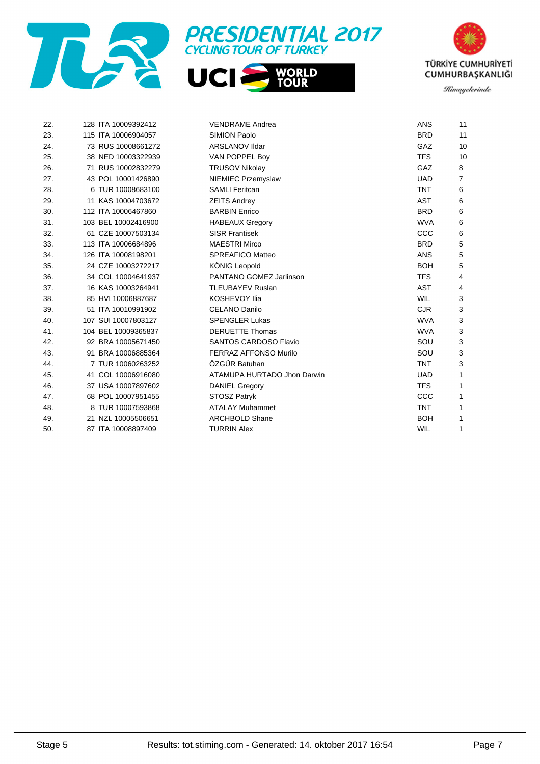| | | | | | |
|---|---|---|---|---|---|
| 22. | 128 | ITA 10009392412 | VENDRAME Andrea | ANS | 11 |
| 23. | 115 | ITA 10006904057 | SIMION Paolo | BRD | 11 |
| 24. | 73 | RUS 10008661272 | ARSLANOV Ildar | GAZ | 10 |
| 25. | 38 | NED 10003322939 | VAN POPPEL Boy | TFS | 10 |
| 26. | 71 | RUS 10002832279 | TRUSOV Nikolay | GAZ | 8 |
| 27. | 43 | POL 10001426890 | NIEMIEC Przemyslaw | UAD | 7 |
| 28. | 6 | TUR 10008683100 | SAMLI Feritcan | TNT | 6 |
| 29. | 11 | KAS 10004703672 | ZEITS Andrey | AST | 6 |
| 30. | 112 | ITA 10006467860 | BARBIN Enrico | BRD | 6 |
| 31. | 103 | BEL 10002416900 | HABEAUX Gregory | WVA | 6 |
| 32. | 61 | CZE 10007503134 | SISR Frantisek | CCC | 6 |
| 33. | 113 | ITA 10006684896 | MAESTRI Mirco | BRD | 5 |
| 34. | 126 | ITA 10008198201 | SPREAFICO Matteo | ANS | 5 |
| 35. | 24 | CZE 10003272217 | KÖNIG Leopold | BOH | 5 |
| 36. | 34 | COL 10004641937 | PANTANO GOMEZ Jarlinson | TFS | 4 |
| 37. | 16 | KAS 10003264941 | TLEUBAYEV Ruslan | AST | 4 |
| 38. | 85 | HVI 10006887687 | KOSHEVOY Ilia | WIL | 3 |
| 39. | 51 | ITA 10010991902 | CELANO Danilo | CJR | 3 |
| 40. | 107 | SUI 10007803127 | SPENGLER Lukas | WVA | 3 |
| 41. | 104 | BEL 10009365837 | DERUETTE Thomas | WVA | 3 |
| 42. | 92 | BRA 10005671450 | SANTOS CARDOSO Flavio | SOU | 3 |
| 43. | 91 | BRA 10006885364 | FERRAZ AFFONSO Murilo | SOU | 3 |
| 44. | 7 | TUR 10060263252 | ÖZGÜR Batuhan | TNT | 3 |
| 45. | 41 | COL 10006916080 | ATAMUPA HURTADO Jhon Darwin | UAD | 1 |
| 46. | 37 | USA 10007897602 | DANIEL Gregory | TFS | 1 |
| 47. | 68 | POL 10007951455 | STOSZ Patryk | CCC | 1 |
| 48. | 8 | TUR 10007593868 | ATALAY Muhammet | TNT | 1 |
| 49. | 21 | NZL 10005506651 | ARCHBOLD Shane | BOH | 1 |
| 50. | 87 | ITA 10008897409 | TURRIN Alex | WIL | 1 |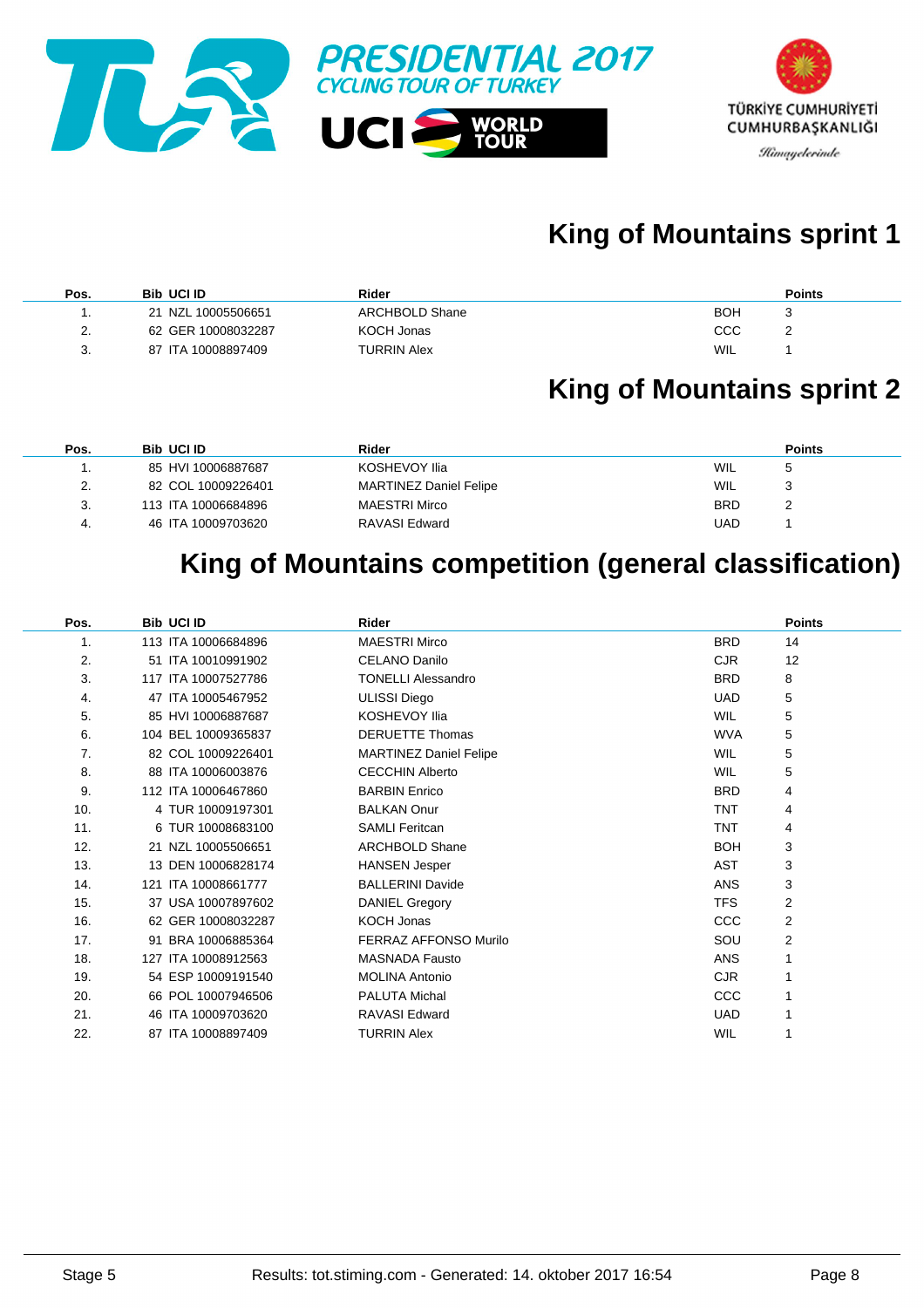PRESIDENTIAL 2017
CYCLING TOUR OF TURKEY

UCI WORLD TOUR

TÜRKİYE CUMHURİYETİ
CUMHURBAŞKANLIĞI
Himayelerinde

## King of Mountains sprint 1

| Pos. | Bib | UCI ID | Rider | | Points |
|---|---|---|---|---|---|
| 1. | 21 | NZL 10005506651 | ARCHBOLD Shane | BOH | 3 |
| 2. | 62 | GER 10008032287 | KOCH Jonas | CCC | 2 |
| 3. | 87 | ITA 10008897409 | TURRIN Alex | WIL | 1 |

## King of Mountains sprint 2

| Pos. | Bib | UCI ID | Rider | | Points |
|---|---|---|---|---|---|
| 1. | 85 | HVI 10006887687 | KOSHEVOY Ilia | WIL | 5 |
| 2. | 82 | COL 10009226401 | MARTINEZ Daniel Felipe | WIL | 3 |
| 3. | 113 | ITA 10006684896 | MAESTRI Mirco | BRD | 2 |
| 4. | 46 | ITA 10009703620 | RAVASI Edward | UAD | 1 |

## King of Mountains competition (general classification)

| Pos. | Bib | UCI ID | Rider | | Points |
|---|---|---|---|---|---|
| 1. | 113 | ITA 10006684896 | MAESTRI Mirco | BRD | 14 |
| 2. | 51 | ITA 10010991902 | CELANO Danilo | CJR | 12 |
| 3. | 117 | ITA 10007527786 | TONELLI Alessandro | BRD | 8 |
| 4. | 47 | ITA 10005467952 | ULISSI Diego | UAD | 5 |
| 5. | 85 | HVI 10006887687 | KOSHEVOY Ilia | WIL | 5 |
| 6. | 104 | BEL 10009365837 | DERUETTE Thomas | WVA | 5 |
| 7. | 82 | COL 10009226401 | MARTINEZ Daniel Felipe | WIL | 5 |
| 8. | 88 | ITA 10006003876 | CECCHIN Alberto | WIL | 5 |
| 9. | 112 | ITA 10006467860 | BARBIN Enrico | BRD | 4 |
| 10. | 4 | TUR 10009197301 | BALKAN Onur | TNT | 4 |
| 11. | 6 | TUR 10008683100 | SAMLI Feritcan | TNT | 4 |
| 12. | 21 | NZL 10005506651 | ARCHBOLD Shane | BOH | 3 |
| 13. | 13 | DEN 10006828174 | HANSEN Jesper | AST | 3 |
| 14. | 121 | ITA 10008661777 | BALLERINI Davide | ANS | 3 |
| 15. | 37 | USA 10007897602 | DANIEL Gregory | TFS | 2 |
| 16. | 62 | GER 10008032287 | KOCH Jonas | CCC | 2 |
| 17. | 91 | BRA 10006885364 | FERRAZ AFFONSO Murilo | SOU | 2 |
| 18. | 127 | ITA 10008912563 | MASNADA Fausto | ANS | 1 |
| 19. | 54 | ESP 10009191540 | MOLINA Antonio | CJR | 1 |
| 20. | 66 | POL 10007946506 | PALUTA Michal | CCC | 1 |
| 21. | 46 | ITA 10009703620 | RAVASI Edward | UAD | 1 |
| 22. | 87 | ITA 10008897409 | TURRIN Alex | WIL | 1 |

Stage 5 — Results: tot.stiming.com - Generated: 14. oktober 2017 16:54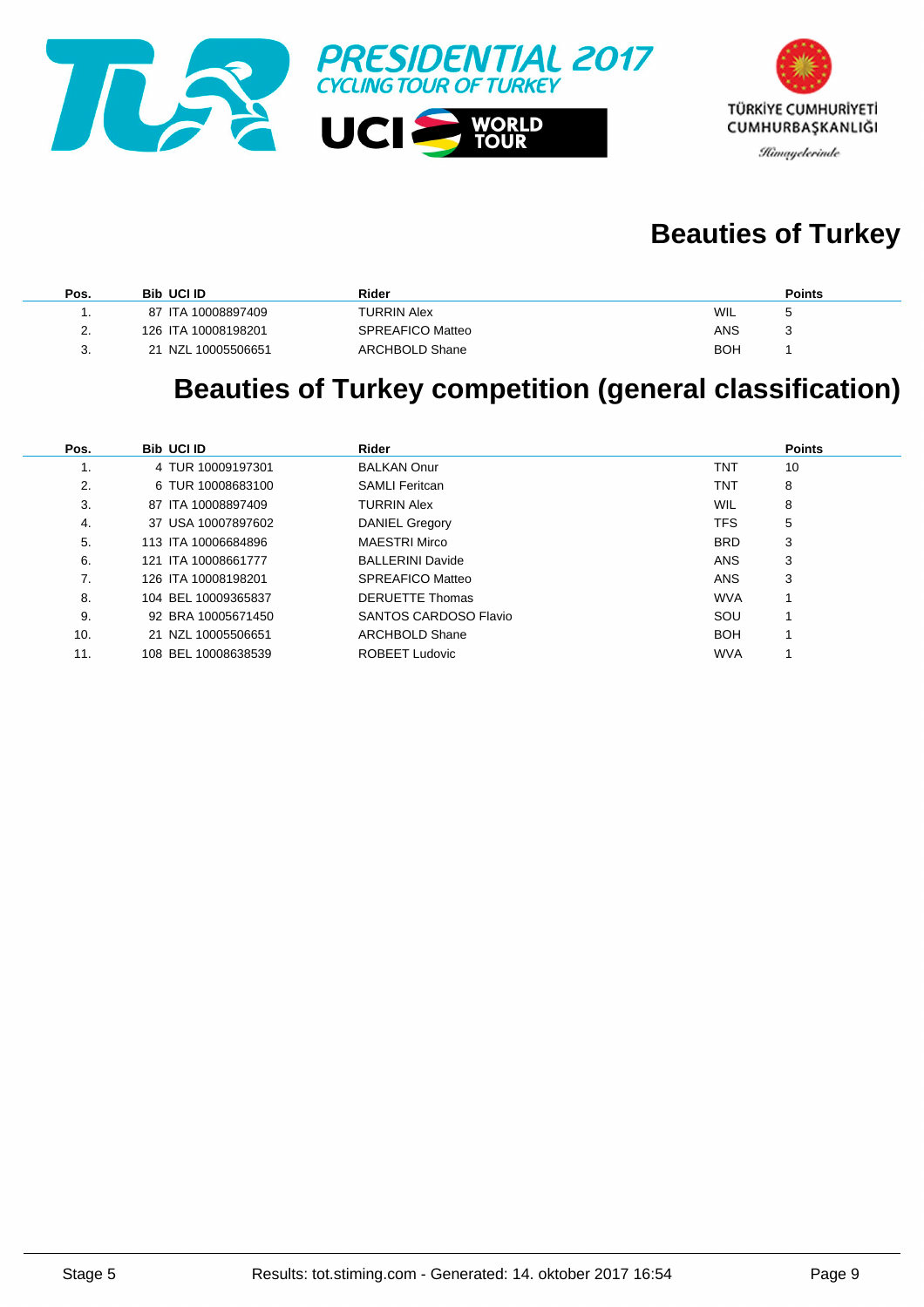PRESIDENTIAL 2017
CYCLING TOUR OF TURKEY

UCI WORLD TOUR

TÜRKİYE CUMHURİYETİ
CUMHURBAŞKANLIĞI
Himayelerinde

## Beauties of Turkey

| Pos. | Bib | UCI ID | Rider | | Points |
|---|---|---|---|---|---|
| 1. | 87 | ITA 10008897409 | TURRIN Alex | WIL | 5 |
| 2. | 126 | ITA 10008198201 | SPREAFICO Matteo | ANS | 3 |
| 3. | 21 | NZL 10005506651 | ARCHBOLD Shane | BOH | 1 |

## Beauties of Turkey competition (general classification)

| Pos. | Bib | UCI ID | Rider | | Points |
|---|---|---|---|---|---|
| 1. | 4 | TUR 10009197301 | BALKAN Onur | TNT | 10 |
| 2. | 6 | TUR 10008683100 | SAMLI Feritcan | TNT | 8 |
| 3. | 87 | ITA 10008897409 | TURRIN Alex | WIL | 8 |
| 4. | 37 | USA 10007897602 | DANIEL Gregory | TFS | 5 |
| 5. | 113 | ITA 10006684896 | MAESTRI Mirco | BRD | 3 |
| 6. | 121 | ITA 10008661777 | BALLERINI Davide | ANS | 3 |
| 7. | 126 | ITA 10008198201 | SPREAFICO Matteo | ANS | 3 |
| 8. | 104 | BEL 10009365837 | DERUETTE Thomas | WVA | 1 |
| 9. | 92 | BRA 10005671450 | SANTOS CARDOSO Flavio | SOU | 1 |
| 10. | 21 | NZL 10005506651 | ARCHBOLD Shane | BOH | 1 |
| 11. | 108 | BEL 10008638539 | ROBEET Ludovic | WVA | 1 |

Stage 5 Results: tot.stiming.com - Generated: 14. oktober 2017 16:54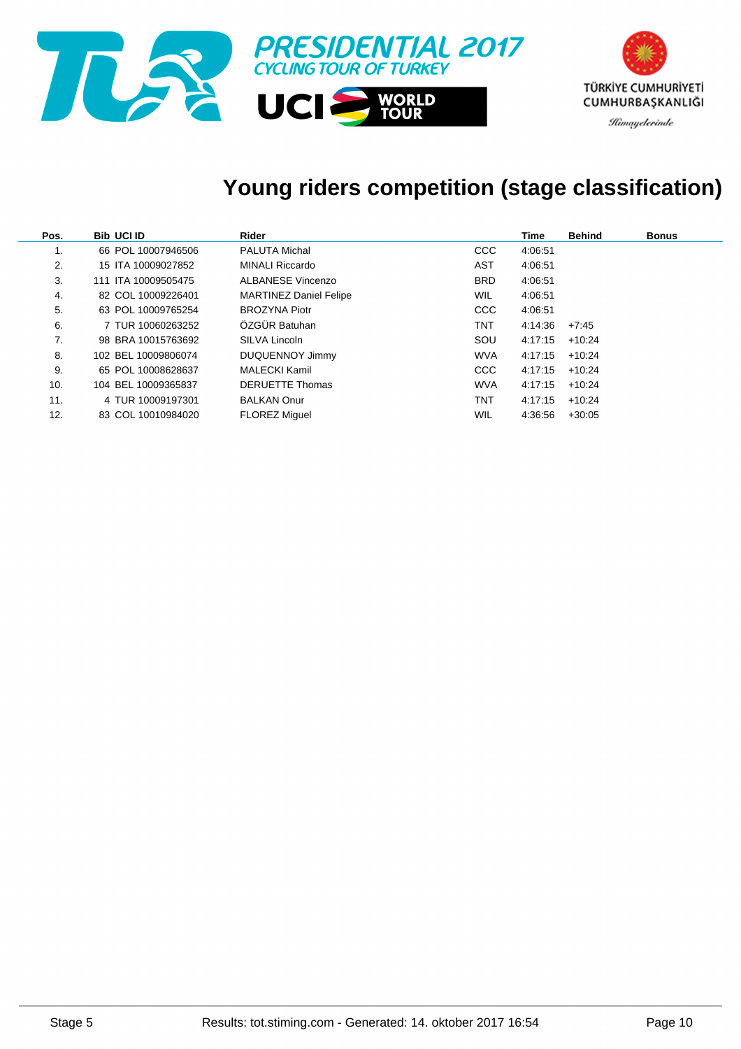PRESIDENTIAL 2017
CYCLING TOUR OF TURKEY

UCI WORLD TOUR

TÜRKİYE CUMHURİYETİ CUMHURBAŞKANLIĞI
Himayelerinde

# Young riders competition (stage classification)

| Pos. | Bib | UCI ID | Rider | | Time | Behind | Bonus |
|---|---|---|---|---|---|---|---|
| 1. | 66 | POL 10007946506 | PALUTA Michal | CCC | 4:06:51 | | |
| 2. | 15 | ITA 10009027852 | MINALI Riccardo | AST | 4:06:51 | | |
| 3. | 111 | ITA 10009505475 | ALBANESE Vincenzo | BRD | 4:06:51 | | |
| 4. | 82 | COL 10009226401 | MARTINEZ Daniel Felipe | WIL | 4:06:51 | | |
| 5. | 63 | POL 10009765254 | BROZYNA Piotr | CCC | 4:06:51 | | |
| 6. | 7 | TUR 10060263252 | ÖZGÜR Batuhan | TNT | 4:14:36 | +7:45 | |
| 7. | 98 | BRA 10015763692 | SILVA Lincoln | SOU | 4:17:15 | +10:24 | |
| 8. | 102 | BEL 10009806074 | DUQUENNOY Jimmy | WVA | 4:17:15 | +10:24 | |
| 9. | 65 | POL 10008628637 | MALECKI Kamil | CCC | 4:17:15 | +10:24 | |
| 10. | 104 | BEL 10009365837 | DERUETTE Thomas | WVA | 4:17:15 | +10:24 | |
| 11. | 4 | TUR 10009197301 | BALKAN Onur | TNT | 4:17:15 | +10:24 | |
| 12. | 83 | COL 10010984020 | FLOREZ Miguel | WIL | 4:36:56 | +30:05 | |

Stage 5 Results: tot.stiming.com - Generated: 14. oktober 2017 16:54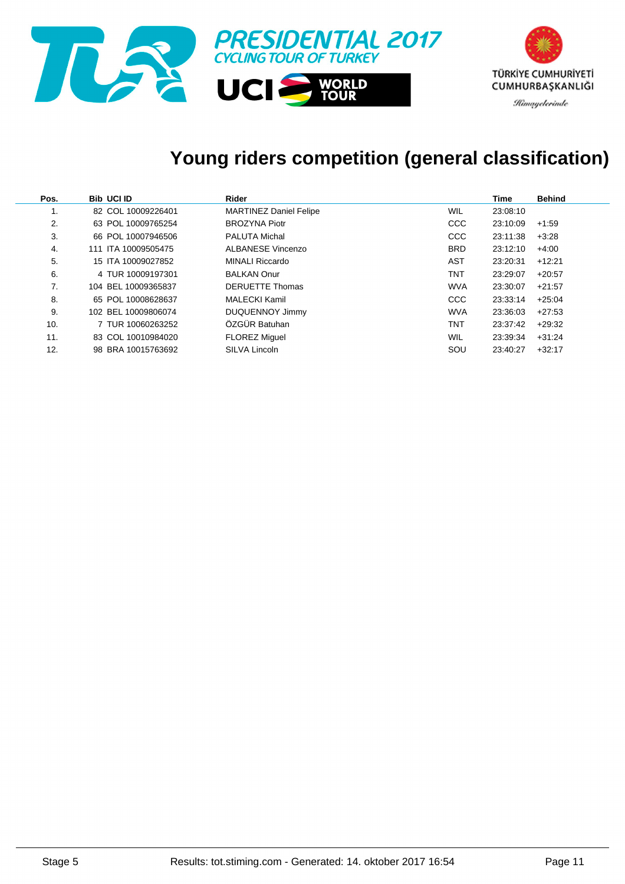PRESIDENTIAL 2017
CYCLING TOUR OF TURKEY

UCI WORLD TOUR

TÜRKİYE CUMHURİYETİ CUMHURBAŞKANLIĞI
Himayelerinde

# Young riders competition (general classification)

| Pos. | Bib | UCI ID | Rider | | Time | Behind |
|---|---|---|---|---|---|---|
| 1. | 82 | COL 10009226401 | MARTINEZ Daniel Felipe | WIL | 23:08:10 | |
| 2. | 63 | POL 10009765254 | BROZYNA Piotr | CCC | 23:10:09 | +1:59 |
| 3. | 66 | POL 10007946506 | PALUTA Michal | CCC | 23:11:38 | +3:28 |
| 4. | 111 | ITA 10009505475 | ALBANESE Vincenzo | BRD | 23:12:10 | +4:00 |
| 5. | 15 | ITA 10009027852 | MINALI Riccardo | AST | 23:20:31 | +12:21 |
| 6. | 4 | TUR 10009197301 | BALKAN Onur | TNT | 23:29:07 | +20:57 |
| 7. | 104 | BEL 10009365837 | DERUETTE Thomas | WVA | 23:30:07 | +21:57 |
| 8. | 65 | POL 10008628637 | MALECKI Kamil | CCC | 23:33:14 | +25:04 |
| 9. | 102 | BEL 10009806074 | DUQUENNOY Jimmy | WVA | 23:36:03 | +27:53 |
| 10. | 7 | TUR 10060263252 | ÖZGÜR Batuhan | TNT | 23:37:42 | +29:32 |
| 11. | 83 | COL 10010984020 | FLOREZ Miguel | WIL | 23:39:34 | +31:24 |
| 12. | 98 | BRA 10015763692 | SILVA Lincoln | SOU | 23:40:27 | +32:17 |

Stage 5 — Results: tot.stiming.com - Generated: 14. oktober 2017 16:54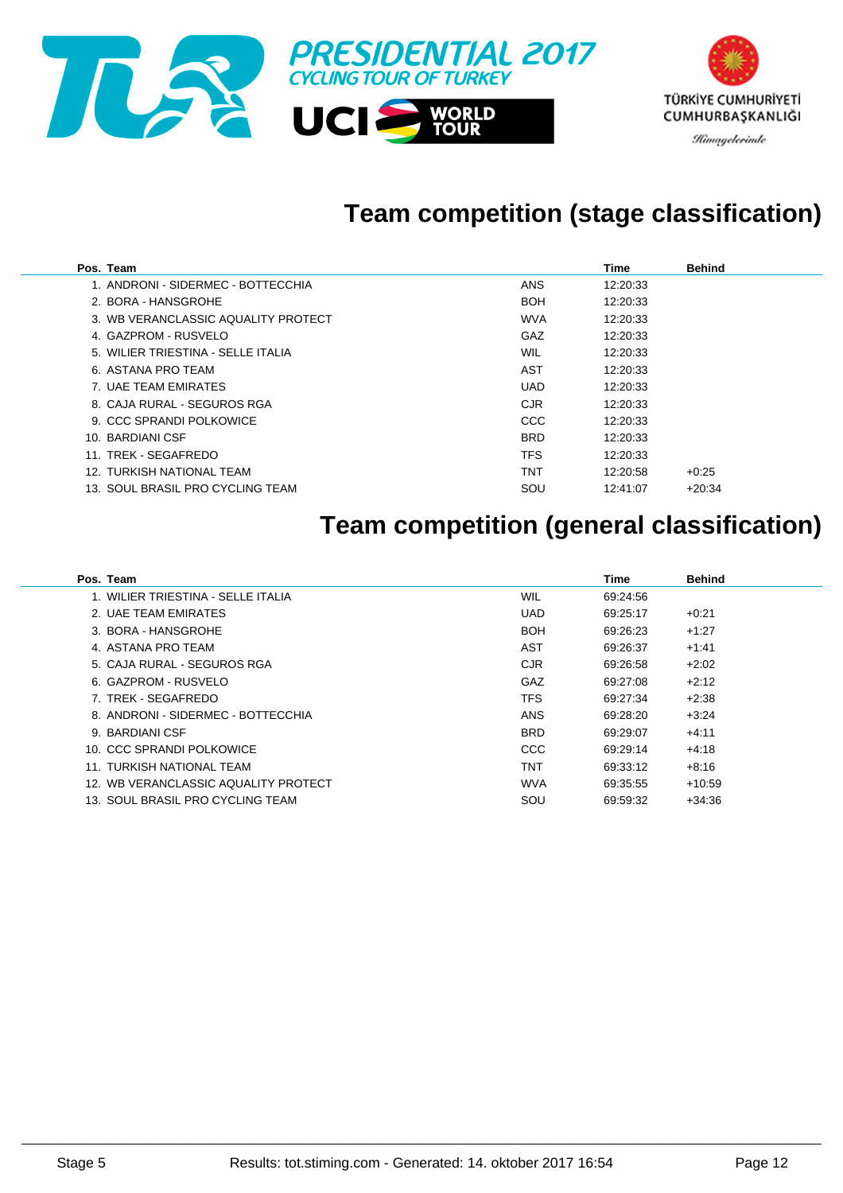PRESIDENTIAL 2017
CYCLING TOUR OF TURKEY

TÜRKİYE CUMHURİYETİ CUMHURBAŞKANLIĞI
Himayelerinde

## Team competition (stage classification)

| Pos. | Team | | Time | Behind |
|---|---|---|---|---|
| 1. | ANDRONI - SIDERMEC - BOTTECCHIA | ANS | 12:20:33 | |
| 2. | BORA - HANSGROHE | BOH | 12:20:33 | |
| 3. | WB VERANCLASSIC AQUALITY PROTECT | WVA | 12:20:33 | |
| 4. | GAZPROM - RUSVELO | GAZ | 12:20:33 | |
| 5. | WILIER TRIESTINA - SELLE ITALIA | WIL | 12:20:33 | |
| 6. | ASTANA PRO TEAM | AST | 12:20:33 | |
| 7. | UAE TEAM EMIRATES | UAD | 12:20:33 | |
| 8. | CAJA RURAL - SEGUROS RGA | CJR | 12:20:33 | |
| 9. | CCC SPRANDI POLKOWICE | CCC | 12:20:33 | |
| 10. | BARDIANI CSF | BRD | 12:20:33 | |
| 11. | TREK - SEGAFREDO | TFS | 12:20:33 | |
| 12. | TURKISH NATIONAL TEAM | TNT | 12:20:58 | +0:25 |
| 13. | SOUL BRASIL PRO CYCLING TEAM | SOU | 12:41:07 | +20:34 |

## Team competition (general classification)

| Pos. | Team | | Time | Behind |
|---|---|---|---|---|
| 1. | WILIER TRIESTINA - SELLE ITALIA | WIL | 69:24:56 | |
| 2. | UAE TEAM EMIRATES | UAD | 69:25:17 | +0:21 |
| 3. | BORA - HANSGROHE | BOH | 69:26:23 | +1:27 |
| 4. | ASTANA PRO TEAM | AST | 69:26:37 | +1:41 |
| 5. | CAJA RURAL - SEGUROS RGA | CJR | 69:26:58 | +2:02 |
| 6. | GAZPROM - RUSVELO | GAZ | 69:27:08 | +2:12 |
| 7. | TREK - SEGAFREDO | TFS | 69:27:34 | +2:38 |
| 8. | ANDRONI - SIDERMEC - BOTTECCHIA | ANS | 69:28:20 | +3:24 |
| 9. | BARDIANI CSF | BRD | 69:29:07 | +4:11 |
| 10. | CCC SPRANDI POLKOWICE | CCC | 69:29:14 | +4:18 |
| 11. | TURKISH NATIONAL TEAM | TNT | 69:33:12 | +8:16 |
| 12. | WB VERANCLASSIC AQUALITY PROTECT | WVA | 69:35:55 | +10:59 |
| 13. | SOUL BRASIL PRO CYCLING TEAM | SOU | 69:59:32 | +34:36 |

Stage 5 — Results: tot.stiming.com - Generated: 14. oktober 2017 16:54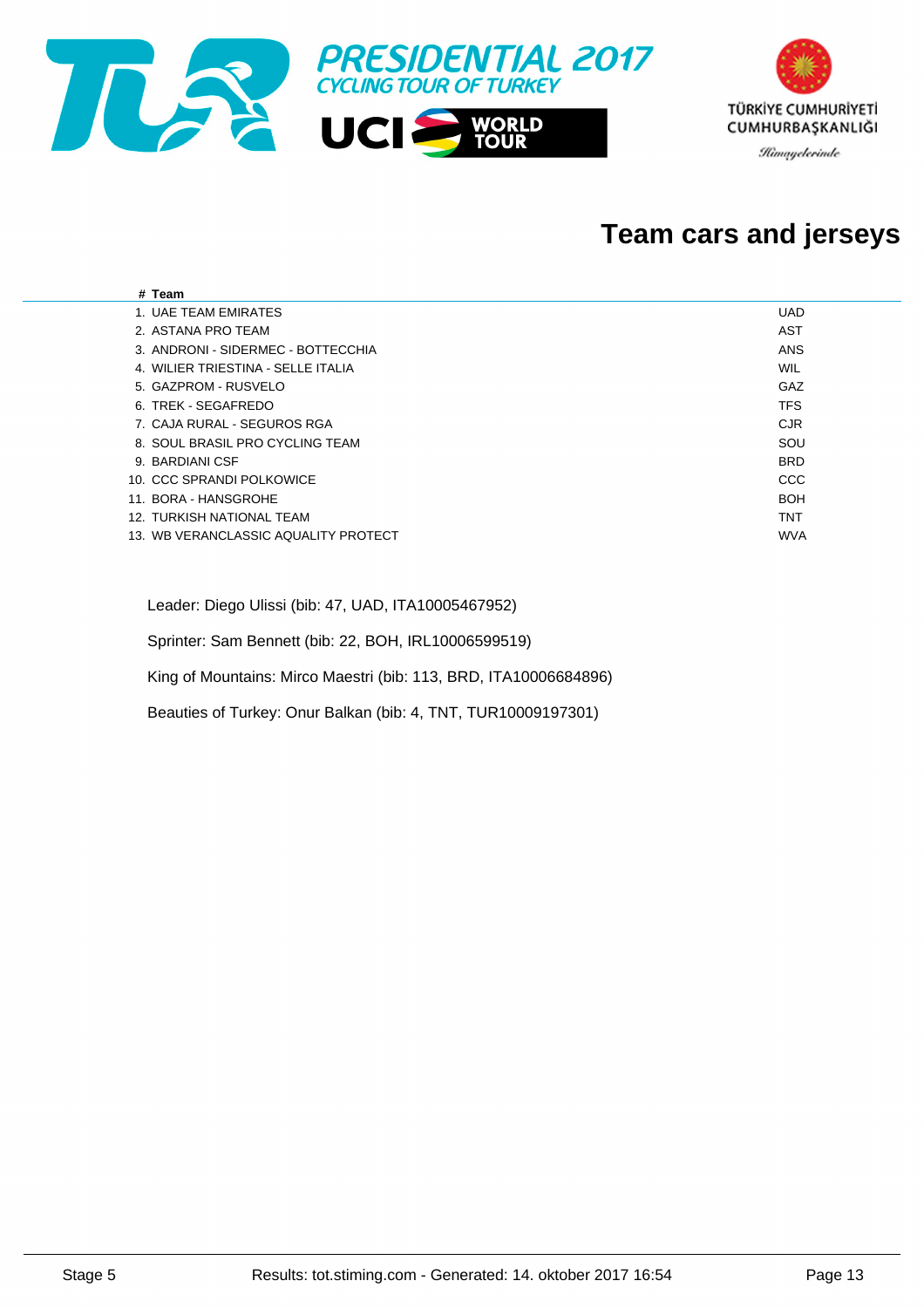PRESIDENTIAL 2017
CYCLING TOUR OF TURKEY

TÜRKİYE CUMHURİYETİ CUMHURBAŞKANLIĞI
Himayelerinde

# Team cars and jerseys

| # | Team | |
|---|---|---|
| 1. | UAE TEAM EMIRATES | UAD |
| 2. | ASTANA PRO TEAM | AST |
| 3. | ANDRONI - SIDERMEC - BOTTECCHIA | ANS |
| 4. | WILIER TRIESTINA - SELLE ITALIA | WIL |
| 5. | GAZPROM - RUSVELO | GAZ |
| 6. | TREK - SEGAFREDO | TFS |
| 7. | CAJA RURAL - SEGUROS RGA | CJR |
| 8. | SOUL BRASIL PRO CYCLING TEAM | SOU |
| 9. | BARDIANI CSF | BRD |
| 10. | CCC SPRANDI POLKOWICE | CCC |
| 11. | BORA - HANSGROHE | BOH |
| 12. | TURKISH NATIONAL TEAM | TNT |
| 13. | WB VERANCLASSIC AQUALITY PROTECT | WVA |

Leader: Diego Ulissi (bib: 47, UAD, ITA10005467952)

Sprinter: Sam Bennett (bib: 22, BOH, IRL10006599519)

King of Mountains: Mirco Maestri (bib: 113, BRD, ITA10006684896)

Beauties of Turkey: Onur Balkan (bib: 4, TNT, TUR10009197301)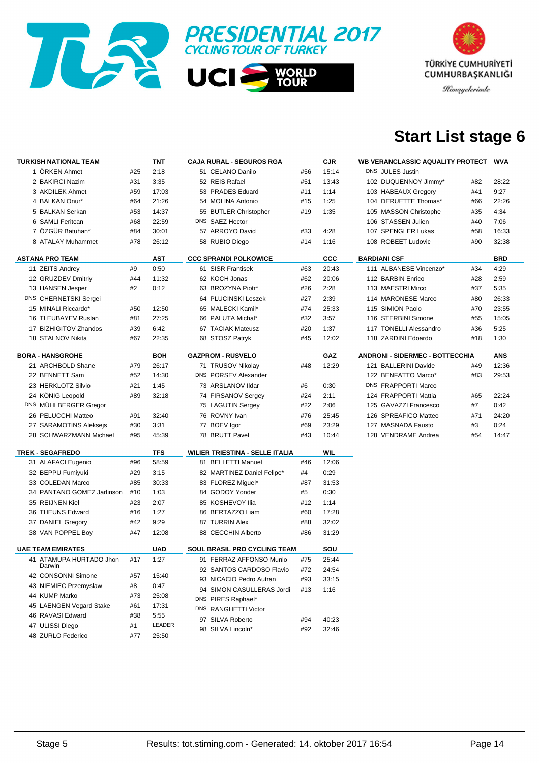PRESIDENTIAL 2017
CYCLING TOUR OF TURKEY

UCI WORLD TOUR

TÜRKİYE CUMHURİYETİ CUMHURBAŞKANLIĞI
Himayelerinde

# Start List stage 6

| TURKISH NATIONAL TEAM | | TNT |
|---|---|---|
| 1 ÖRKEN Ahmet | #25 | 2:18 |
| 2 BAKIRCI Nazim | #31 | 3:35 |
| 3 AKDILEK Ahmet | #59 | 17:03 |
| 4 BALKAN Onur* | #64 | 21:26 |
| 5 BALKAN Serkan | #53 | 14:37 |
| 6 SAMLI Feritcan | #68 | 22:59 |
| 7 ÖZGÜR Batuhan* | #84 | 30:01 |
| 8 ATALAY Muhammet | #78 | 26:12 |

| CAJA RURAL - SEGUROS RGA | | CJR |
|---|---|---|
| 51 CELANO Danilo | #56 | 15:14 |
| 52 REIS Rafael | #51 | 13:43 |
| 53 PRADES Eduard | #11 | 1:14 |
| 54 MOLINA Antonio | #15 | 1:25 |
| 55 BUTLER Christopher | #19 | 1:35 |
| DNS SAEZ Hector | | |
| 57 ARROYO David | #33 | 4:28 |
| 58 RUBIO Diego | #14 | 1:16 |

| WB VERANCLASSIC AQUALITY PROTECT | | WVA |
|---|---|---|
| DNS JULES Justin | | |
| 102 DUQUENNOY Jimmy* | #82 | 28:22 |
| 103 HABEAUX Gregory | #41 | 9:27 |
| 104 DERUETTE Thomas* | #66 | 22:26 |
| 105 MASSON Christophe | #35 | 4:34 |
| 106 STASSEN Julien | #40 | 7:06 |
| 107 SPENGLER Lukas | #58 | 16:33 |
| 108 ROBEET Ludovic | #90 | 32:38 |

| ASTANA PRO TEAM | | AST |
|---|---|---|
| 11 ZEITS Andrey | #9 | 0:50 |
| 12 GRUZDEV Dmitriy | #44 | 11:32 |
| 13 HANSEN Jesper | #2 | 0:12 |
| DNS CHERNETSKI Sergei | | |
| 15 MINALI Riccardo* | #50 | 12:50 |
| 16 TLEUBAYEV Ruslan | #81 | 27:25 |
| 17 BIZHIGITOV Zhandos | #39 | 6:42 |
| 18 STALNOV Nikita | #67 | 22:35 |

| CCC SPRANDI POLKOWICE | | CCC |
|---|---|---|
| 61 SISR Frantisek | #63 | 20:43 |
| 62 KOCH Jonas | #62 | 20:06 |
| 63 BROZYNA Piotr* | #26 | 2:28 |
| 64 PLUCINSKI Leszek | #27 | 2:39 |
| 65 MALECKI Kamil* | #74 | 25:33 |
| 66 PALUTA Michal* | #32 | 3:57 |
| 67 TACIAK Mateusz | #20 | 1:37 |
| 68 STOSZ Patryk | #45 | 12:02 |

| BARDIANI CSF | | BRD |
|---|---|---|
| 111 ALBANESE Vincenzo* | #34 | 4:29 |
| 112 BARBIN Enrico | #28 | 2:59 |
| 113 MAESTRI Mirco | #37 | 5:35 |
| 114 MARONESE Marco | #80 | 26:33 |
| 115 SIMION Paolo | #70 | 23:55 |
| 116 STERBINI Simone | #55 | 15:05 |
| 117 TONELLI Alessandro | #36 | 5:25 |
| 118 ZARDINI Edoardo | #18 | 1:30 |

| BORA - HANSGROHE | | BOH |
|---|---|---|
| 21 ARCHBOLD Shane | #79 | 26:17 |
| 22 BENNETT Sam | #52 | 14:30 |
| 23 HERKLOTZ Silvio | #21 | 1:45 |
| 24 KÖNIG Leopold | #89 | 32:18 |
| DNS MÜHLBERGER Gregor | | |
| 26 PELUCCHI Matteo | #91 | 32:40 |
| 27 SARAMOTINS Aleksejs | #30 | 3:31 |
| 28 SCHWARZMANN Michael | #95 | 45:39 |

| GAZPROM - RUSVELO | | GAZ |
|---|---|---|
| 71 TRUSOV Nikolay | #48 | 12:29 |
| DNS PORSEV Alexander | | |
| 73 ARSLANOV Ildar | #6 | 0:30 |
| 74 FIRSANOV Sergey | #24 | 2:11 |
| 75 LAGUTIN Sergey | #22 | 2:06 |
| 76 ROVNY Ivan | #76 | 25:45 |
| 77 BOEV Igor | #69 | 23:29 |
| 78 BRUTT Pavel | #43 | 10:44 |

| ANDRONI - SIDERMEC - BOTTECCHIA | | ANS |
|---|---|---|
| 121 BALLERINI Davide | #49 | 12:36 |
| 122 BENFATTO Marco* | #83 | 29:53 |
| DNS FRAPPORTI Marco | | |
| 124 FRAPPORTI Mattia | #65 | 22:24 |
| 125 GAVAZZI Francesco | #7 | 0:42 |
| 126 SPREAFICO Matteo | #71 | 24:20 |
| 127 MASNADA Fausto | #3 | 0:24 |
| 128 VENDRAME Andrea | #54 | 14:47 |

| TREK - SEGAFREDO | | TFS |
|---|---|---|
| 31 ALAFACI Eugenio | #96 | 58:59 |
| 32 BEPPU Fumiyuki | #29 | 3:15 |
| 33 COLEDAN Marco | #85 | 30:33 |
| 34 PANTANO GOMEZ Jarlinson | #10 | 1:03 |
| 35 REIJNEN Kiel | #23 | 2:07 |
| 36 THEUNS Edward | #16 | 1:27 |
| 37 DANIEL Gregory | #42 | 9:29 |
| 38 VAN POPPEL Boy | #47 | 12:08 |

| WILIER TRIESTINA - SELLE ITALIA | | WIL |
|---|---|---|
| 81 BELLETTI Manuel | #46 | 12:06 |
| 82 MARTINEZ Daniel Felipe* | #4 | 0:29 |
| 83 FLOREZ Miguel* | #87 | 31:53 |
| 84 GODOY Yonder | #5 | 0:30 |
| 85 KOSHEVOY Ilia | #12 | 1:14 |
| 86 BERTAZZO Liam | #60 | 17:28 |
| 87 TURRIN Alex | #88 | 32:02 |
| 88 CECCHIN Alberto | #86 | 31:29 |

| UAE TEAM EMIRATES | | UAD |
|---|---|---|
| 41 ATAMUPA HURTADO Jhon Darwin | #17 | 1:27 |
| 42 CONSONNI Simone | #57 | 15:40 |
| 43 NIEMIEC Przemyslaw | #8 | 0:47 |
| 44 KUMP Marko | #73 | 25:08 |
| 45 LAENGEN Vegard Stake | #61 | 17:31 |
| 46 RAVASI Edward | #38 | 5:55 |
| 47 ULISSI Diego | #1 | LEADER |
| 48 ZURLO Federico | #77 | 25:50 |

| SOUL BRASIL PRO CYCLING TEAM | | SOU |
|---|---|---|
| 91 FERRAZ AFFONSO Murilo | #75 | 25:44 |
| 92 SANTOS CARDOSO Flavio | #72 | 24:54 |
| 93 NICACIO Pedro Autran | #93 | 33:15 |
| 94 SIMON CASULLERAS Jordi | #13 | 1:16 |
| DNS PIRES Raphael* | | |
| DNS RANGHETTI Victor | | |
| 97 SILVA Roberto | #94 | 40:23 |
| 98 SILVA Lincoln* | #92 | 32:46 |

Stage 5 — Results: tot.stiming.com - Generated: 14. oktober 2017 16:54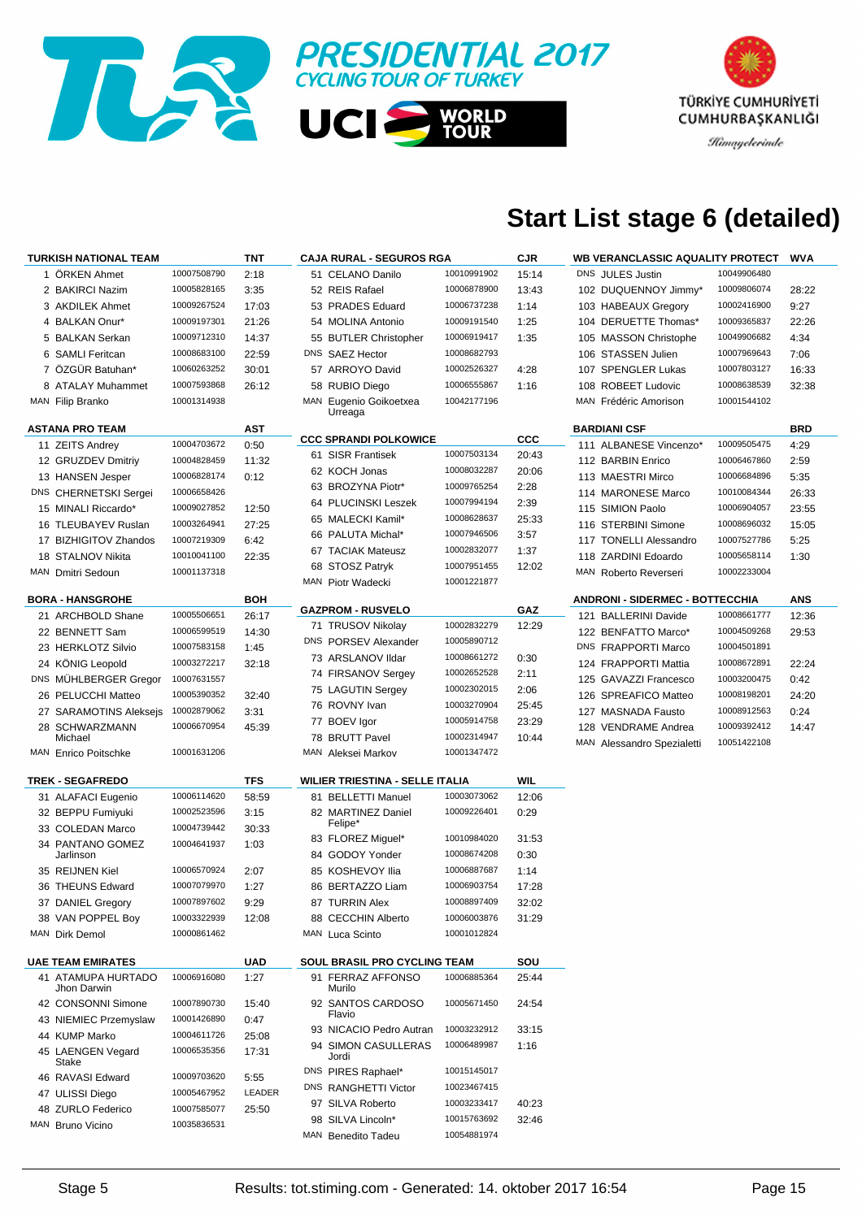PRESIDENTIAL 2017
CYCLING TOUR OF TURKEY

UCI WORLD TOUR

TÜRKİYE CUMHURİYETİ CUMHURBAŞKANLIĞI

Himayelerinde

# Start List stage 6 (detailed)

| TURKISH NATIONAL TEAM | | TNT |
|---|---|---|
| 1 ÖRKEN Ahmet | 10007508790 | 2:18 |
| 2 BAKIRCI Nazim | 10005828165 | 3:35 |
| 3 AKDILEK Ahmet | 10009267524 | 17:03 |
| 4 BALKAN Onur* | 10009197301 | 21:26 |
| 5 BALKAN Serkan | 10009712310 | 14:37 |
| 6 SAMLI Feritcan | 10008683100 | 22:59 |
| 7 ÖZGÜR Batuhan* | 10060263252 | 30:01 |
| 8 ATALAY Muhammet | 10007593868 | 26:12 |
| MAN Filip Branko | 10001314938 | |

| ASTANA PRO TEAM | | AST |
|---|---|---|
| 11 ZEITS Andrey | 10004703672 | 0:50 |
| 12 GRUZDEV Dmitriy | 10004828459 | 11:32 |
| 13 HANSEN Jesper | 10006828174 | 0:12 |
| DNS CHERNETSKI Sergei | 10006658426 | |
| 15 MINALI Riccardo* | 10009027852 | 12:50 |
| 16 TLEUBAYEV Ruslan | 10003264941 | 27:25 |
| 17 BIZHIGITOV Zhandos | 10007219309 | 6:42 |
| 18 STALNOV Nikita | 10010041100 | 22:35 |
| MAN Dmitri Sedoun | 10001137318 | |

| BORA - HANSGROHE | | BOH |
|---|---|---|
| 21 ARCHBOLD Shane | 10005506651 | 26:17 |
| 22 BENNETT Sam | 10006599519 | 14:30 |
| 23 HERKLOTZ Silvio | 10007583158 | 1:45 |
| 24 KÖNIG Leopold | 10003272217 | 32:18 |
| DNS MÜHLBERGER Gregor | 10007631557 | |
| 26 PELUCCHI Matteo | 10005390352 | 32:40 |
| 27 SARAMOTINS Aleksejs | 10002879062 | 3:31 |
| 28 SCHWARZMANN Michael | 10006670954 | 45:39 |
| MAN Enrico Poitschke | 10001631206 | |

| TREK - SEGAFREDO | | TFS |
|---|---|---|
| 31 ALAFACI Eugenio | 10006114620 | 58:59 |
| 32 BEPPU Fumiyuki | 10002523596 | 3:15 |
| 33 COLEDAN Marco | 10004739442 | 30:33 |
| 34 PANTANO GOMEZ Jarlinson | 10004641937 | 1:03 |
| 35 REIJNEN Kiel | 10006570924 | 2:07 |
| 36 THEUNS Edward | 10007079970 | 1:27 |
| 37 DANIEL Gregory | 10007897602 | 9:29 |
| 38 VAN POPPEL Boy | 10003322939 | 12:08 |
| MAN Dirk Demol | 10000861462 | |

| UAE TEAM EMIRATES | | UAD |
|---|---|---|
| 41 ATAMUPA HURTADO Jhon Darwin | 10006916080 | 1:27 |
| 42 CONSONNI Simone | 10007890730 | 15:40 |
| 43 NIEMIEC Przemyslaw | 10001426890 | 0:47 |
| 44 KUMP Marko | 10004611726 | 25:08 |
| 45 LAENGEN Vegard Stake | 10006535356 | 17:31 |
| 46 RAVASI Edward | 10009703620 | 5:55 |
| 47 ULISSI Diego | 10005467952 | LEADER |
| 48 ZURLO Federico | 10007585077 | 25:50 |
| MAN Bruno Vicino | 10035836531 | |

| CAJA RURAL - SEGUROS RGA | | CJR |
|---|---|---|
| 51 CELANO Danilo | 10010991902 | 15:14 |
| 52 REIS Rafael | 10006878900 | 13:43 |
| 53 PRADES Eduard | 10006737238 | 1:14 |
| 54 MOLINA Antonio | 10009191540 | 1:25 |
| 55 BUTLER Christopher | 10006919417 | 1:35 |
| DNS SAEZ Hector | 10008682793 | |
| 57 ARROYO David | 10002526327 | 4:28 |
| 58 RUBIO Diego | 10006555867 | 1:16 |
| MAN Eugenio Goikoetxea Urreaga | 10042177196 | |

| CCC SPRANDI POLKOWICE | | CCC |
|---|---|---|
| 61 SISR Frantisek | 10007503134 | 20:43 |
| 62 KOCH Jonas | 10008032287 | 20:06 |
| 63 BROZYNA Piotr* | 10009765254 | 2:28 |
| 64 PLUCINSKI Leszek | 10007994194 | 2:39 |
| 65 MALECKI Kamil* | 10008628637 | 25:33 |
| 66 PALUTA Michal* | 10007946506 | 3:57 |
| 67 TACIAK Mateusz | 10002832077 | 1:37 |
| 68 STOSZ Patryk | 10007951455 | 12:02 |
| MAN Piotr Wadecki | 10001221877 | |

| GAZPROM - RUSVELO | | GAZ |
|---|---|---|
| 71 TRUSOV Nikolay | 10002832279 | 12:29 |
| DNS PORSEV Alexander | 10005890712 | |
| 73 ARSLANOV Ildar | 10008661272 | 0:30 |
| 74 FIRSANOV Sergey | 10002652528 | 2:11 |
| 75 LAGUTIN Sergey | 10002302015 | 2:06 |
| 76 ROVNY Ivan | 10003270904 | 25:45 |
| 77 BOEV Igor | 10005914758 | 23:29 |
| 78 BRUTT Pavel | 10002314947 | 10:44 |
| MAN Aleksei Markov | 10001347472 | |

| WILIER TRIESTINA - SELLE ITALIA | | WIL |
|---|---|---|
| 81 BELLETTI Manuel | 10003073062 | 12:06 |
| 82 MARTINEZ Daniel Felipe* | 10009226401 | 0:29 |
| 83 FLOREZ Miguel* | 10010984020 | 31:53 |
| 84 GODOY Yonder | 10008674208 | 0:30 |
| 85 KOSHEVOY Ilia | 10006887687 | 1:14 |
| 86 BERTAZZO Liam | 10006903754 | 17:28 |
| 87 TURRIN Alex | 10008897409 | 32:02 |
| 88 CECCHIN Alberto | 10006003876 | 31:29 |
| MAN Luca Scinto | 10001012824 | |

| SOUL BRASIL PRO CYCLING TEAM | | SOU |
|---|---|---|
| 91 FERRAZ AFFONSO Murilo | 10006885364 | 25:44 |
| 92 SANTOS CARDOSO Flavio | 10005671450 | 24:54 |
| 93 NICACIO Pedro Autran | 10003232912 | 33:15 |
| 94 SIMON CASULLERAS Jordi | 10006489987 | 1:16 |
| DNS PIRES Raphael* | 10015145017 | |
| DNS RANGHETTI Victor | 10023467415 | |
| 97 SILVA Roberto | 10003233417 | 40:23 |
| 98 SILVA Lincoln* | 10015763692 | 32:46 |
| MAN Benedito Tadeu | 10054881974 | |

| WB VERANCLASSIC AQUALITY PROTECT | | WVA |
|---|---|---|
| DNS JULES Justin | 10049906480 | |
| 102 DUQUENNOY Jimmy* | 10009806074 | 28:22 |
| 103 HABEAUX Gregory | 10002416900 | 9:27 |
| 104 DERUETTE Thomas* | 10009365837 | 22:26 |
| 105 MASSON Christophe | 10049906682 | 4:34 |
| 106 STASSEN Julien | 10007969643 | 7:06 |
| 107 SPENGLER Lukas | 10007803127 | 16:33 |
| 108 ROBEET Ludovic | 10008638539 | 32:38 |
| MAN Frédéric Amorison | 10001544102 | |

| BARDIANI CSF | | BRD |
|---|---|---|
| 111 ALBANESE Vincenzo* | 10009505475 | 4:29 |
| 112 BARBIN Enrico | 10006467860 | 2:59 |
| 113 MAESTRI Mirco | 10006684896 | 5:35 |
| 114 MARONESE Marco | 10010084344 | 26:33 |
| 115 SIMION Paolo | 10006904057 | 23:55 |
| 116 STERBINI Simone | 10008696032 | 15:05 |
| 117 TONELLI Alessandro | 10007527786 | 5:25 |
| 118 ZARDINI Edoardo | 10005658114 | 1:30 |
| MAN Roberto Reverseri | 10002233004 | |

| ANDRONI - SIDERMEC - BOTTECCHIA | | ANS |
|---|---|---|
| 121 BALLERINI Davide | 10008661777 | 12:36 |
| 122 BENFATTO Marco* | 10004509268 | 29:53 |
| DNS FRAPPORTI Marco | 10004501891 | |
| 124 FRAPPORTI Mattia | 10008672891 | 22:24 |
| 125 GAVAZZI Francesco | 10003200475 | 0:42 |
| 126 SPREAFICO Matteo | 10008198201 | 24:20 |
| 127 MASNADA Fausto | 10008912563 | 0:24 |
| 128 VENDRAME Andrea | 10009392412 | 14:47 |
| MAN Alessandro Spezialetti | 10051422108 | |

Stage 5 — Results: tot.stiming.com - Generated: 14. oktober 2017 16:54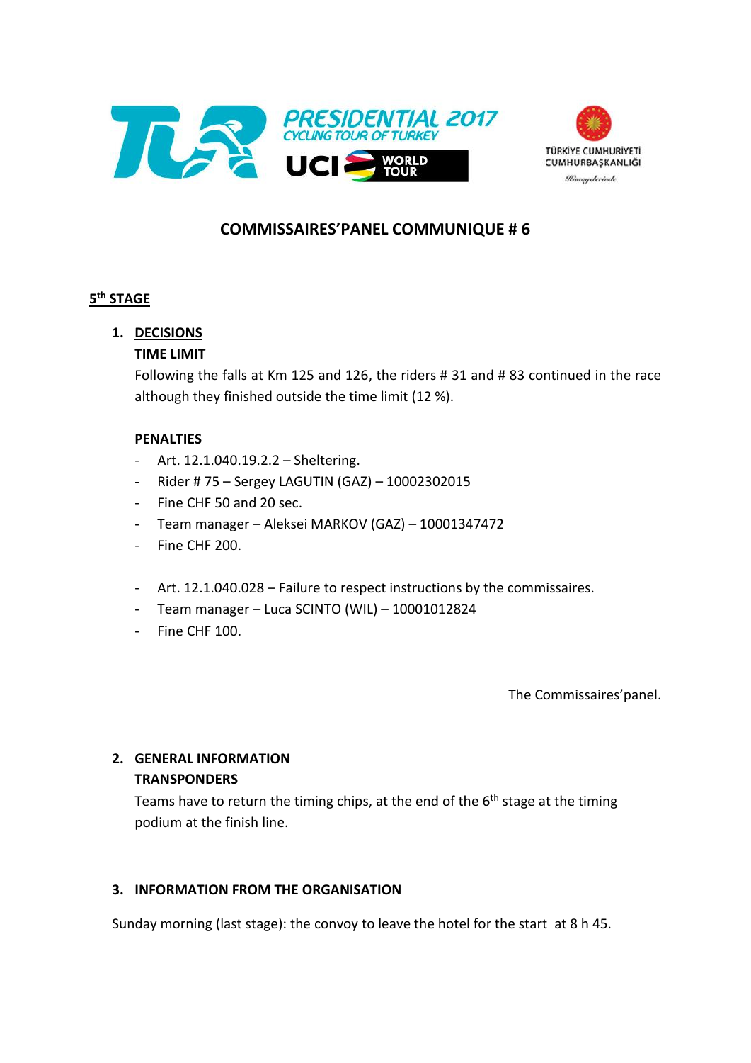PRESIDENTIAL 2017
CYCLING TOUR OF TURKEY
UCI WORLD TOUR

TÜRKİYE CUMHURİYETİ
CUMHURBAŞKANLIĞI

# COMMISSAIRES'PANEL COMMUNIQUE # 6

## 5th STAGE

1. **DECISIONS**

   **TIME LIMIT**

   Following the falls at Km 125 and 126, the riders # 31 and # 83 continued in the race although they finished outside the time limit (12 %).

   **PENALTIES**

   - Art. 12.1.040.19.2.2 – Sheltering.
   - Rider # 75 – Sergey LAGUTIN (GAZ) – 10002302015
   - Fine CHF 50 and 20 sec.
   - Team manager – Aleksei MARKOV (GAZ) – 10001347472
   - Fine CHF 200.

   - Art. 12.1.040.028 – Failure to respect instructions by the commissaires.
   - Team manager – Luca SCINTO (WIL) – 10001012824
   - Fine CHF 100.

The Commissaires'panel.

2. **GENERAL INFORMATION**

   **TRANSPONDERS**

   Teams have to return the timing chips, at the end of the 6th stage at the timing podium at the finish line.

3. **INFORMATION FROM THE ORGANISATION**

Sunday morning (last stage): the convoy to leave the hotel for the start at 8 h 45.